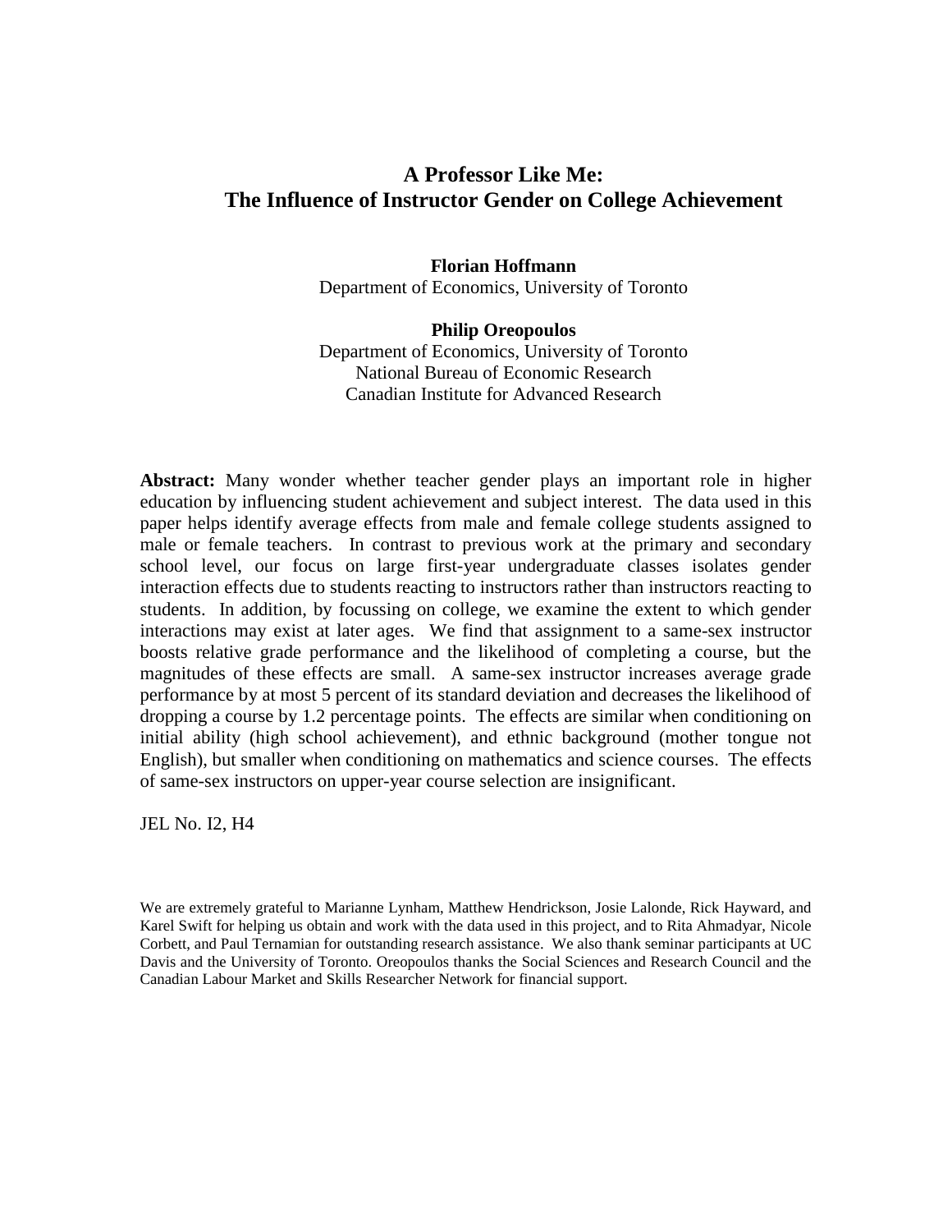# A Professor Like Me:
# The Influence of Instructor Gender on College Achievement

**Florian Hoffmann**
Department of Economics, University of Toronto

**Philip Oreopoulos**
Department of Economics, University of Toronto
National Bureau of Economic Research
Canadian Institute for Advanced Research

**Abstract:** Many wonder whether teacher gender plays an important role in higher education by influencing student achievement and subject interest. The data used in this paper helps identify average effects from male and female college students assigned to male or female teachers. In contrast to previous work at the primary and secondary school level, our focus on large first-year undergraduate classes isolates gender interaction effects due to students reacting to instructors rather than instructors reacting to students. In addition, by focussing on college, we examine the extent to which gender interactions may exist at later ages. We find that assignment to a same-sex instructor boosts relative grade performance and the likelihood of completing a course, but the magnitudes of these effects are small. A same-sex instructor increases average grade performance by at most 5 percent of its standard deviation and decreases the likelihood of dropping a course by 1.2 percentage points. The effects are similar when conditioning on initial ability (high school achievement), and ethnic background (mother tongue not English), but smaller when conditioning on mathematics and science courses. The effects of same-sex instructors on upper-year course selection are insignificant.

JEL No. I2, H4

We are extremely grateful to Marianne Lynham, Matthew Hendrickson, Josie Lalonde, Rick Hayward, and Karel Swift for helping us obtain and work with the data used in this project, and to Rita Ahmadyar, Nicole Corbett, and Paul Ternamian for outstanding research assistance. We also thank seminar participants at UC Davis and the University of Toronto. Oreopoulos thanks the Social Sciences and Research Council and the Canadian Labour Market and Skills Researcher Network for financial support.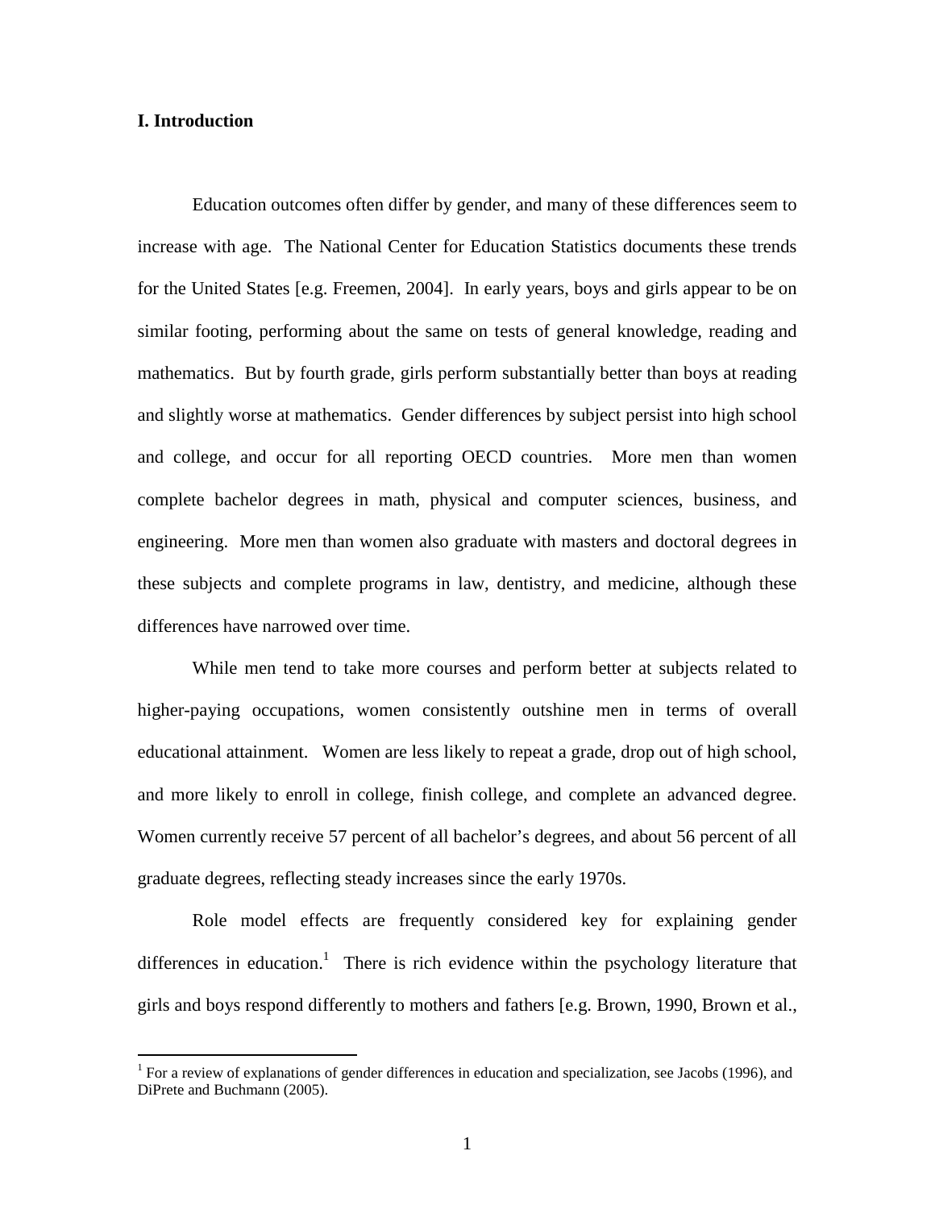## I. Introduction

Education outcomes often differ by gender, and many of these differences seem to increase with age. The National Center for Education Statistics documents these trends for the United States [e.g. Freemen, 2004]. In early years, boys and girls appear to be on similar footing, performing about the same on tests of general knowledge, reading and mathematics. But by fourth grade, girls perform substantially better than boys at reading and slightly worse at mathematics. Gender differences by subject persist into high school and college, and occur for all reporting OECD countries. More men than women complete bachelor degrees in math, physical and computer sciences, business, and engineering. More men than women also graduate with masters and doctoral degrees in these subjects and complete programs in law, dentistry, and medicine, although these differences have narrowed over time.

While men tend to take more courses and perform better at subjects related to higher-paying occupations, women consistently outshine men in terms of overall educational attainment. Women are less likely to repeat a grade, drop out of high school, and more likely to enroll in college, finish college, and complete an advanced degree. Women currently receive 57 percent of all bachelor's degrees, and about 56 percent of all graduate degrees, reflecting steady increases since the early 1970s.

Role model effects are frequently considered key for explaining gender differences in education.[1] There is rich evidence within the psychology literature that girls and boys respond differently to mothers and fathers [e.g. Brown, 1990, Brown et al.,

[1] For a review of explanations of gender differences in education and specialization, see Jacobs (1996), and DiPrete and Buchmann (2005).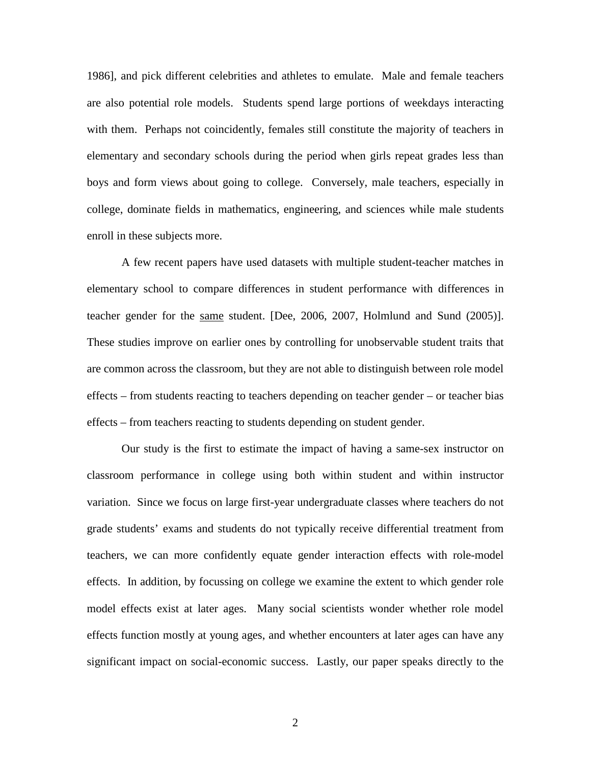1986], and pick different celebrities and athletes to emulate. Male and female teachers are also potential role models. Students spend large portions of weekdays interacting with them. Perhaps not coincidently, females still constitute the majority of teachers in elementary and secondary schools during the period when girls repeat grades less than boys and form views about going to college. Conversely, male teachers, especially in college, dominate fields in mathematics, engineering, and sciences while male students enroll in these subjects more.

A few recent papers have used datasets with multiple student-teacher matches in elementary school to compare differences in student performance with differences in teacher gender for the <u>same</u> student. [Dee, 2006, 2007, Holmlund and Sund (2005)]. These studies improve on earlier ones by controlling for unobservable student traits that are common across the classroom, but they are not able to distinguish between role model effects – from students reacting to teachers depending on teacher gender – or teacher bias effects – from teachers reacting to students depending on student gender.

Our study is the first to estimate the impact of having a same-sex instructor on classroom performance in college using both within student and within instructor variation. Since we focus on large first-year undergraduate classes where teachers do not grade students' exams and students do not typically receive differential treatment from teachers, we can more confidently equate gender interaction effects with role-model effects. In addition, by focussing on college we examine the extent to which gender role model effects exist at later ages. Many social scientists wonder whether role model effects function mostly at young ages, and whether encounters at later ages can have any significant impact on social-economic success. Lastly, our paper speaks directly to the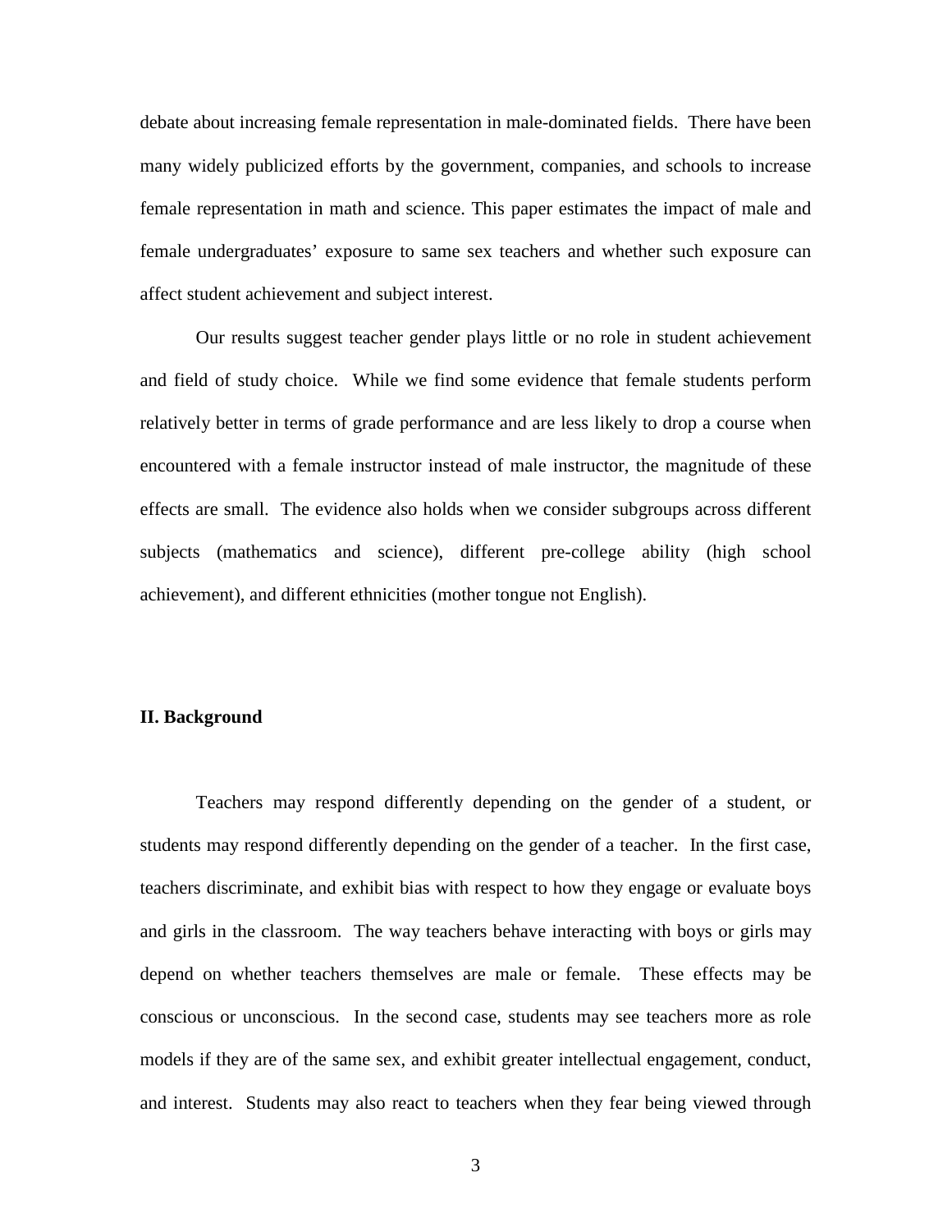debate about increasing female representation in male-dominated fields. There have been many widely publicized efforts by the government, companies, and schools to increase female representation in math and science. This paper estimates the impact of male and female undergraduates' exposure to same sex teachers and whether such exposure can affect student achievement and subject interest.

Our results suggest teacher gender plays little or no role in student achievement and field of study choice. While we find some evidence that female students perform relatively better in terms of grade performance and are less likely to drop a course when encountered with a female instructor instead of male instructor, the magnitude of these effects are small. The evidence also holds when we consider subgroups across different subjects (mathematics and science), different pre-college ability (high school achievement), and different ethnicities (mother tongue not English).

## II. Background

Teachers may respond differently depending on the gender of a student, or students may respond differently depending on the gender of a teacher. In the first case, teachers discriminate, and exhibit bias with respect to how they engage or evaluate boys and girls in the classroom. The way teachers behave interacting with boys or girls may depend on whether teachers themselves are male or female. These effects may be conscious or unconscious. In the second case, students may see teachers more as role models if they are of the same sex, and exhibit greater intellectual engagement, conduct, and interest. Students may also react to teachers when they fear being viewed through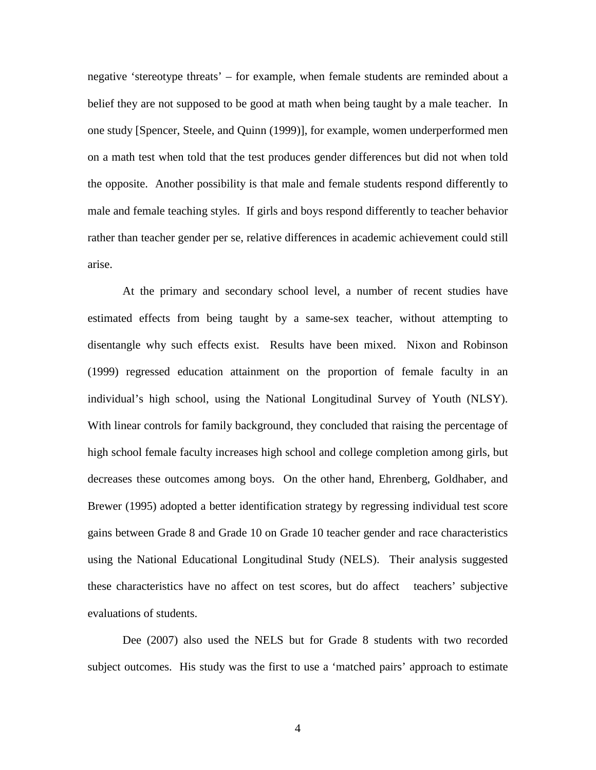negative 'stereotype threats' – for example, when female students are reminded about a belief they are not supposed to be good at math when being taught by a male teacher. In one study [Spencer, Steele, and Quinn (1999)], for example, women underperformed men on a math test when told that the test produces gender differences but did not when told the opposite. Another possibility is that male and female students respond differently to male and female teaching styles. If girls and boys respond differently to teacher behavior rather than teacher gender per se, relative differences in academic achievement could still arise.

At the primary and secondary school level, a number of recent studies have estimated effects from being taught by a same-sex teacher, without attempting to disentangle why such effects exist. Results have been mixed. Nixon and Robinson (1999) regressed education attainment on the proportion of female faculty in an individual's high school, using the National Longitudinal Survey of Youth (NLSY). With linear controls for family background, they concluded that raising the percentage of high school female faculty increases high school and college completion among girls, but decreases these outcomes among boys. On the other hand, Ehrenberg, Goldhaber, and Brewer (1995) adopted a better identification strategy by regressing individual test score gains between Grade 8 and Grade 10 on Grade 10 teacher gender and race characteristics using the National Educational Longitudinal Study (NELS). Their analysis suggested these characteristics have no affect on test scores, but do affect teachers' subjective evaluations of students.

Dee (2007) also used the NELS but for Grade 8 students with two recorded subject outcomes. His study was the first to use a 'matched pairs' approach to estimate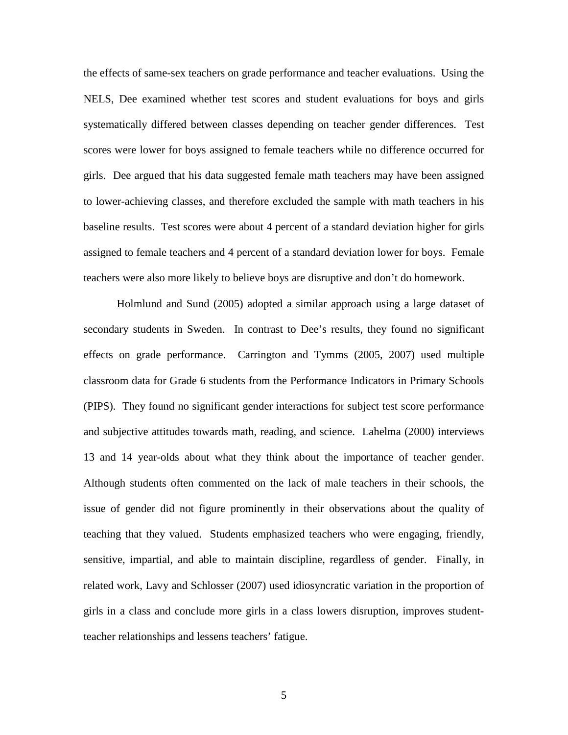the effects of same-sex teachers on grade performance and teacher evaluations. Using the NELS, Dee examined whether test scores and student evaluations for boys and girls systematically differed between classes depending on teacher gender differences. Test scores were lower for boys assigned to female teachers while no difference occurred for girls. Dee argued that his data suggested female math teachers may have been assigned to lower-achieving classes, and therefore excluded the sample with math teachers in his baseline results. Test scores were about 4 percent of a standard deviation higher for girls assigned to female teachers and 4 percent of a standard deviation lower for boys. Female teachers were also more likely to believe boys are disruptive and don't do homework.

Holmlund and Sund (2005) adopted a similar approach using a large dataset of secondary students in Sweden. In contrast to Dee's results, they found no significant effects on grade performance. Carrington and Tymms (2005, 2007) used multiple classroom data for Grade 6 students from the Performance Indicators in Primary Schools (PIPS). They found no significant gender interactions for subject test score performance and subjective attitudes towards math, reading, and science. Lahelma (2000) interviews 13 and 14 year-olds about what they think about the importance of teacher gender. Although students often commented on the lack of male teachers in their schools, the issue of gender did not figure prominently in their observations about the quality of teaching that they valued. Students emphasized teachers who were engaging, friendly, sensitive, impartial, and able to maintain discipline, regardless of gender. Finally, in related work, Lavy and Schlosser (2007) used idiosyncratic variation in the proportion of girls in a class and conclude more girls in a class lowers disruption, improves student-teacher relationships and lessens teachers' fatigue.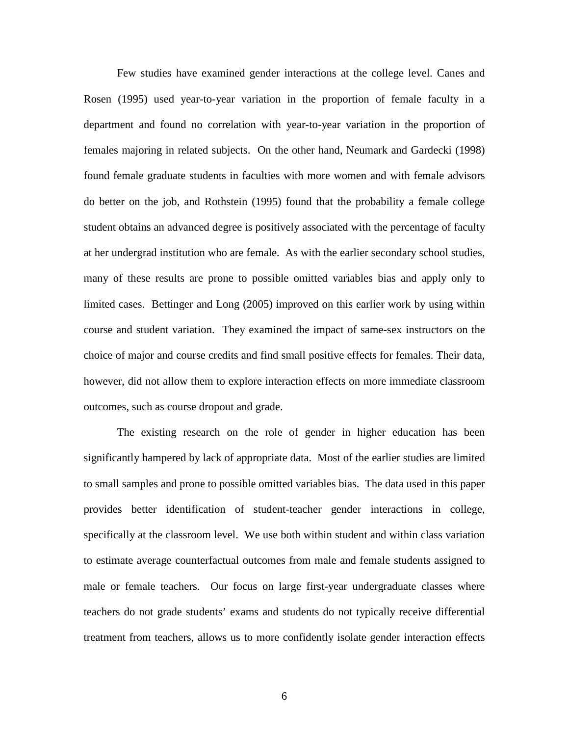Few studies have examined gender interactions at the college level. Canes and Rosen (1995) used year-to-year variation in the proportion of female faculty in a department and found no correlation with year-to-year variation in the proportion of females majoring in related subjects. On the other hand, Neumark and Gardecki (1998) found female graduate students in faculties with more women and with female advisors do better on the job, and Rothstein (1995) found that the probability a female college student obtains an advanced degree is positively associated with the percentage of faculty at her undergrad institution who are female. As with the earlier secondary school studies, many of these results are prone to possible omitted variables bias and apply only to limited cases. Bettinger and Long (2005) improved on this earlier work by using within course and student variation. They examined the impact of same-sex instructors on the choice of major and course credits and find small positive effects for females. Their data, however, did not allow them to explore interaction effects on more immediate classroom outcomes, such as course dropout and grade.

The existing research on the role of gender in higher education has been significantly hampered by lack of appropriate data. Most of the earlier studies are limited to small samples and prone to possible omitted variables bias. The data used in this paper provides better identification of student-teacher gender interactions in college, specifically at the classroom level. We use both within student and within class variation to estimate average counterfactual outcomes from male and female students assigned to male or female teachers. Our focus on large first-year undergraduate classes where teachers do not grade students' exams and students do not typically receive differential treatment from teachers, allows us to more confidently isolate gender interaction effects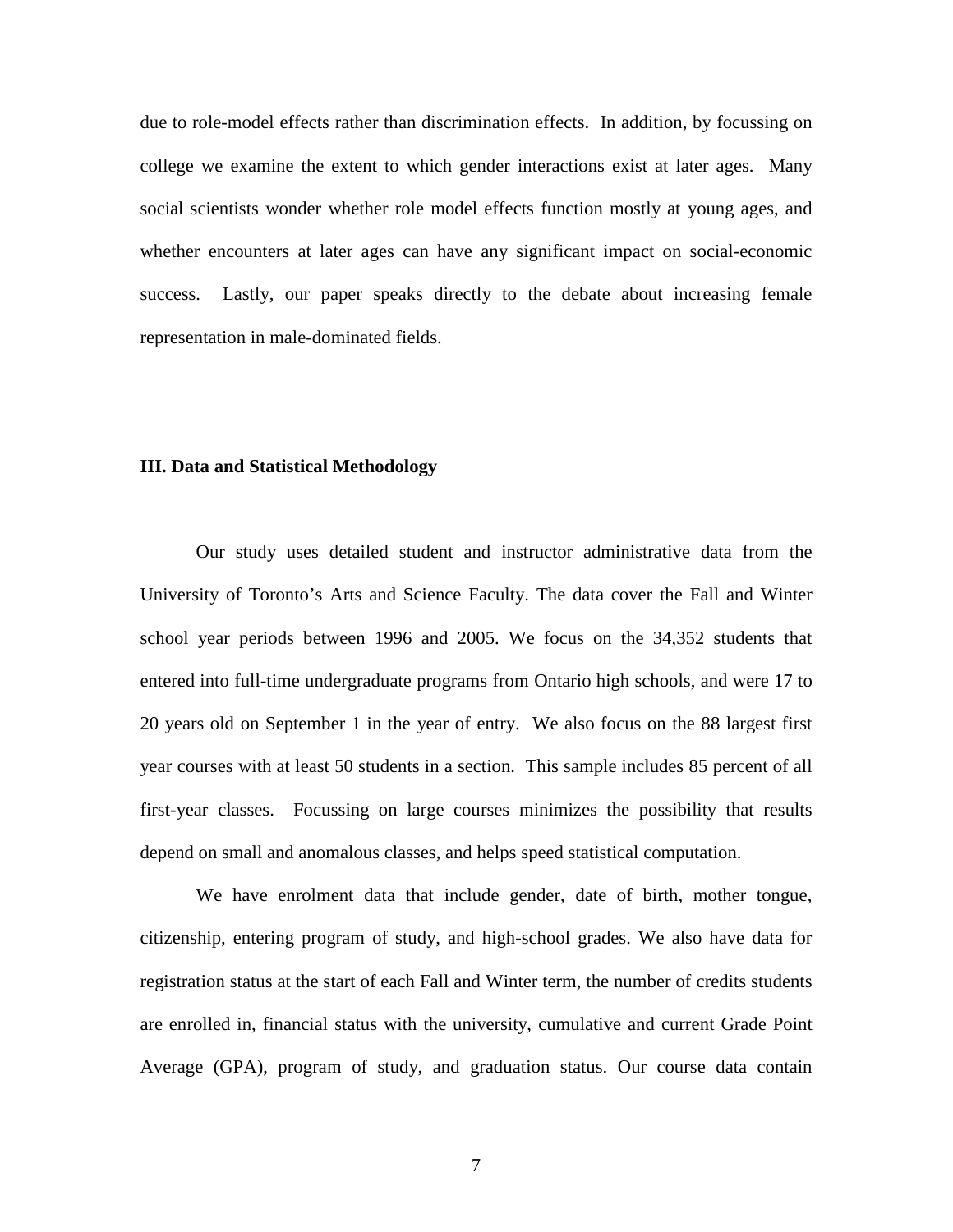due to role-model effects rather than discrimination effects. In addition, by focussing on college we examine the extent to which gender interactions exist at later ages. Many social scientists wonder whether role model effects function mostly at young ages, and whether encounters at later ages can have any significant impact on social-economic success. Lastly, our paper speaks directly to the debate about increasing female representation in male-dominated fields.

## III. Data and Statistical Methodology

Our study uses detailed student and instructor administrative data from the University of Toronto's Arts and Science Faculty. The data cover the Fall and Winter school year periods between 1996 and 2005. We focus on the 34,352 students that entered into full-time undergraduate programs from Ontario high schools, and were 17 to 20 years old on September 1 in the year of entry. We also focus on the 88 largest first year courses with at least 50 students in a section. This sample includes 85 percent of all first-year classes. Focussing on large courses minimizes the possibility that results depend on small and anomalous classes, and helps speed statistical computation.

We have enrolment data that include gender, date of birth, mother tongue, citizenship, entering program of study, and high-school grades. We also have data for registration status at the start of each Fall and Winter term, the number of credits students are enrolled in, financial status with the university, cumulative and current Grade Point Average (GPA), program of study, and graduation status. Our course data contain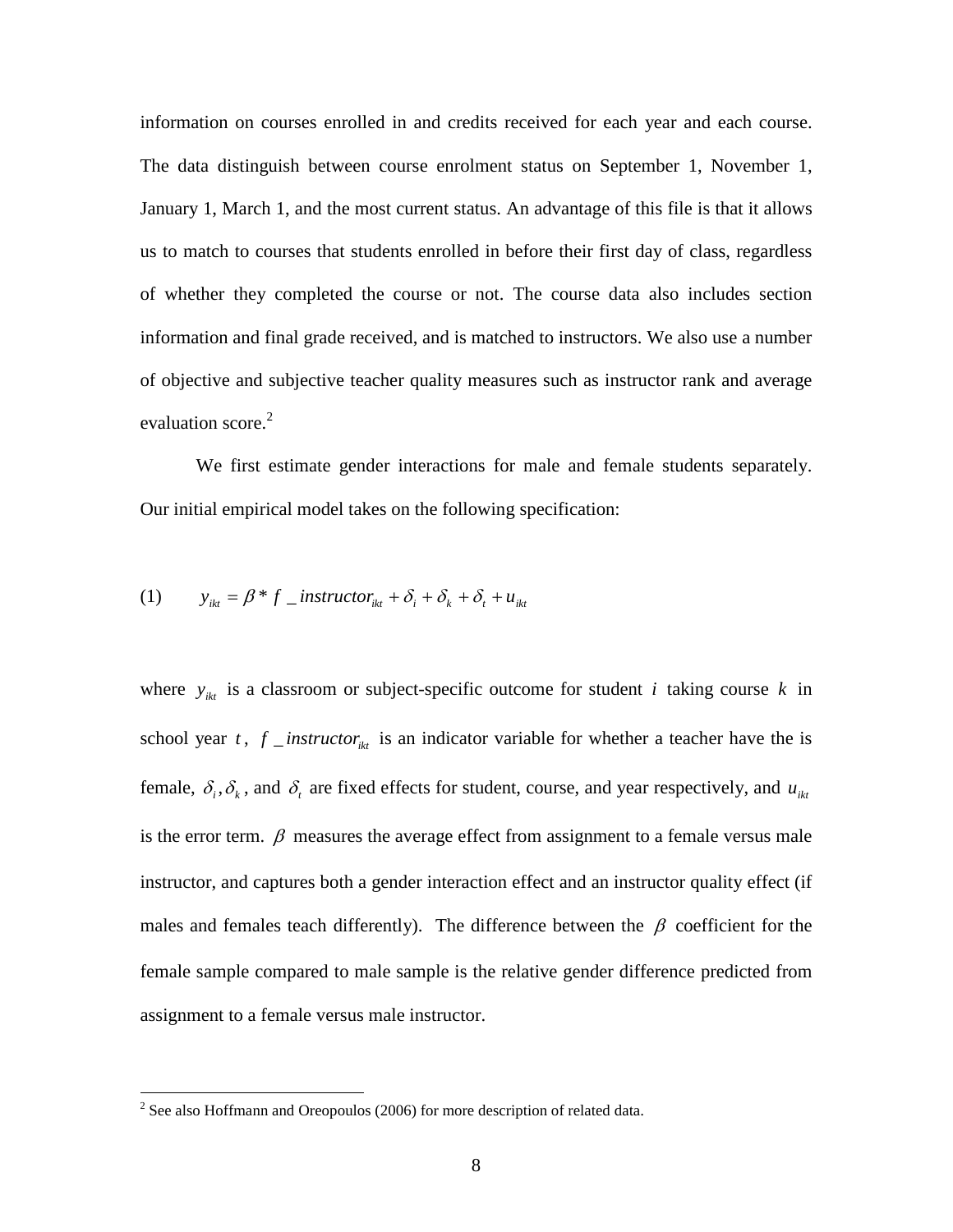information on courses enrolled in and credits received for each year and each course. The data distinguish between course enrolment status on September 1, November 1, January 1, March 1, and the most current status. An advantage of this file is that it allows us to match to courses that students enrolled in before their first day of class, regardless of whether they completed the course or not. The course data also includes section information and final grade received, and is matched to instructors. We also use a number of objective and subjective teacher quality measures such as instructor rank and average evaluation score.[2]

We first estimate gender interactions for male and female students separately. Our initial empirical model takes on the following specification:

$$(1) \qquad y_{ikt} = \beta * f\_instructor_{ikt} + \delta_i + \delta_k + \delta_t + u_{ikt}$$

where $y_{ikt}$ is a classroom or subject-specific outcome for student $i$ taking course $k$ in school year $t$, $f\_instructor_{ikt}$ is an indicator variable for whether a teacher have the is female, $\delta_i, \delta_k$, and $\delta_t$ are fixed effects for student, course, and year respectively, and $u_{ikt}$ is the error term. $\beta$ measures the average effect from assignment to a female versus male instructor, and captures both a gender interaction effect and an instructor quality effect (if males and females teach differently). The difference between the $\beta$ coefficient for the female sample compared to male sample is the relative gender difference predicted from assignment to a female versus male instructor.

[2] See also Hoffmann and Oreopoulos (2006) for more description of related data.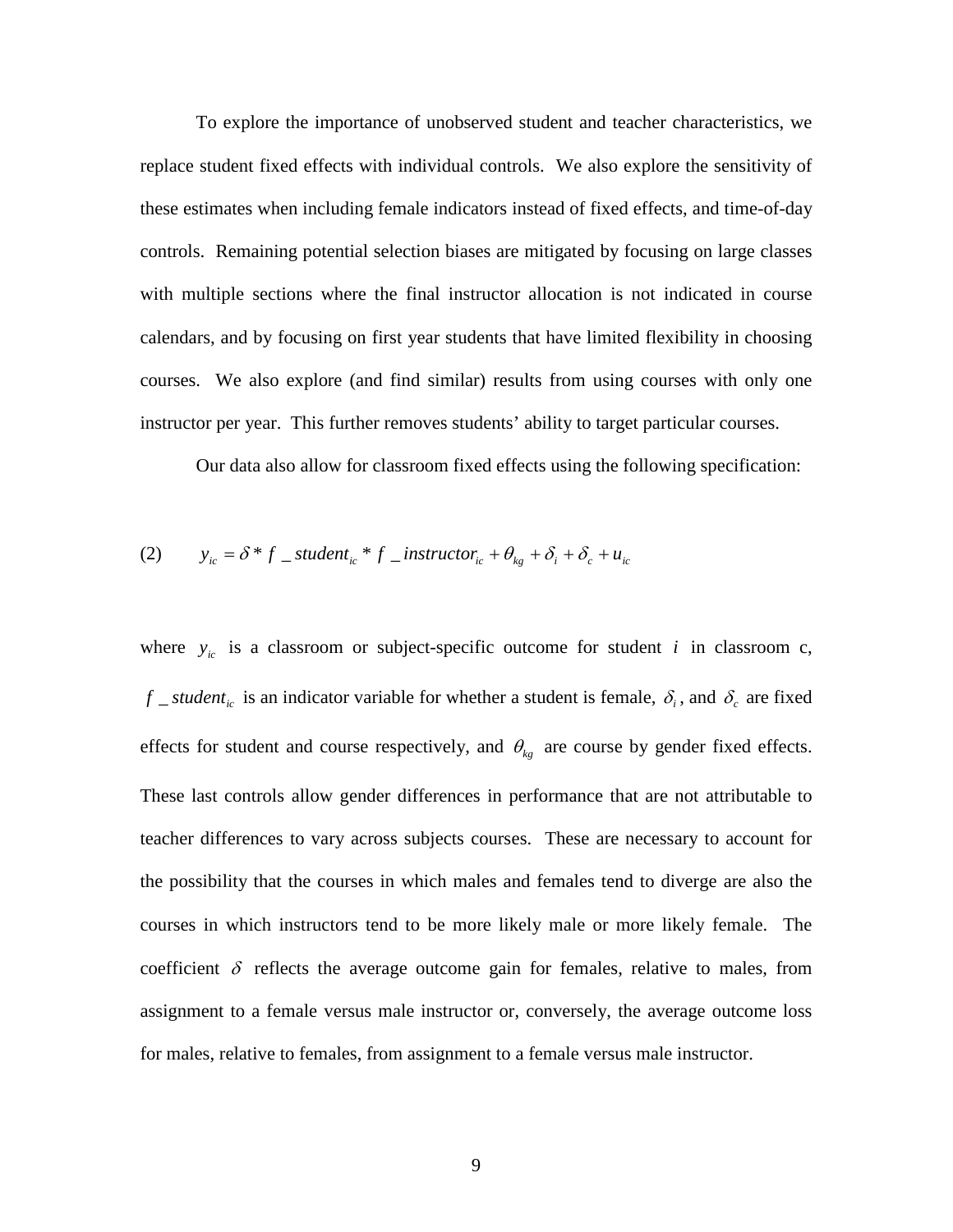To explore the importance of unobserved student and teacher characteristics, we replace student fixed effects with individual controls. We also explore the sensitivity of these estimates when including female indicators instead of fixed effects, and time-of-day controls. Remaining potential selection biases are mitigated by focusing on large classes with multiple sections where the final instructor allocation is not indicated in course calendars, and by focusing on first year students that have limited flexibility in choosing courses. We also explore (and find similar) results from using courses with only one instructor per year. This further removes students' ability to target particular courses.

Our data also allow for classroom fixed effects using the following specification:

$$(2) \qquad y_{ic} = \delta * f\_student_{ic} * f\_instructor_{ic} + \theta_{kg} + \delta_i + \delta_c + u_{ic}$$

where $y_{ic}$ is a classroom or subject-specific outcome for student $i$ in classroom c, $f\_student_{ic}$ is an indicator variable for whether a student is female, $\delta_i$, and $\delta_c$ are fixed effects for student and course respectively, and $\theta_{kg}$ are course by gender fixed effects. These last controls allow gender differences in performance that are not attributable to teacher differences to vary across subjects courses. These are necessary to account for the possibility that the courses in which males and females tend to diverge are also the courses in which instructors tend to be more likely male or more likely female. The coefficient $\delta$ reflects the average outcome gain for females, relative to males, from assignment to a female versus male instructor or, conversely, the average outcome loss for males, relative to females, from assignment to a female versus male instructor.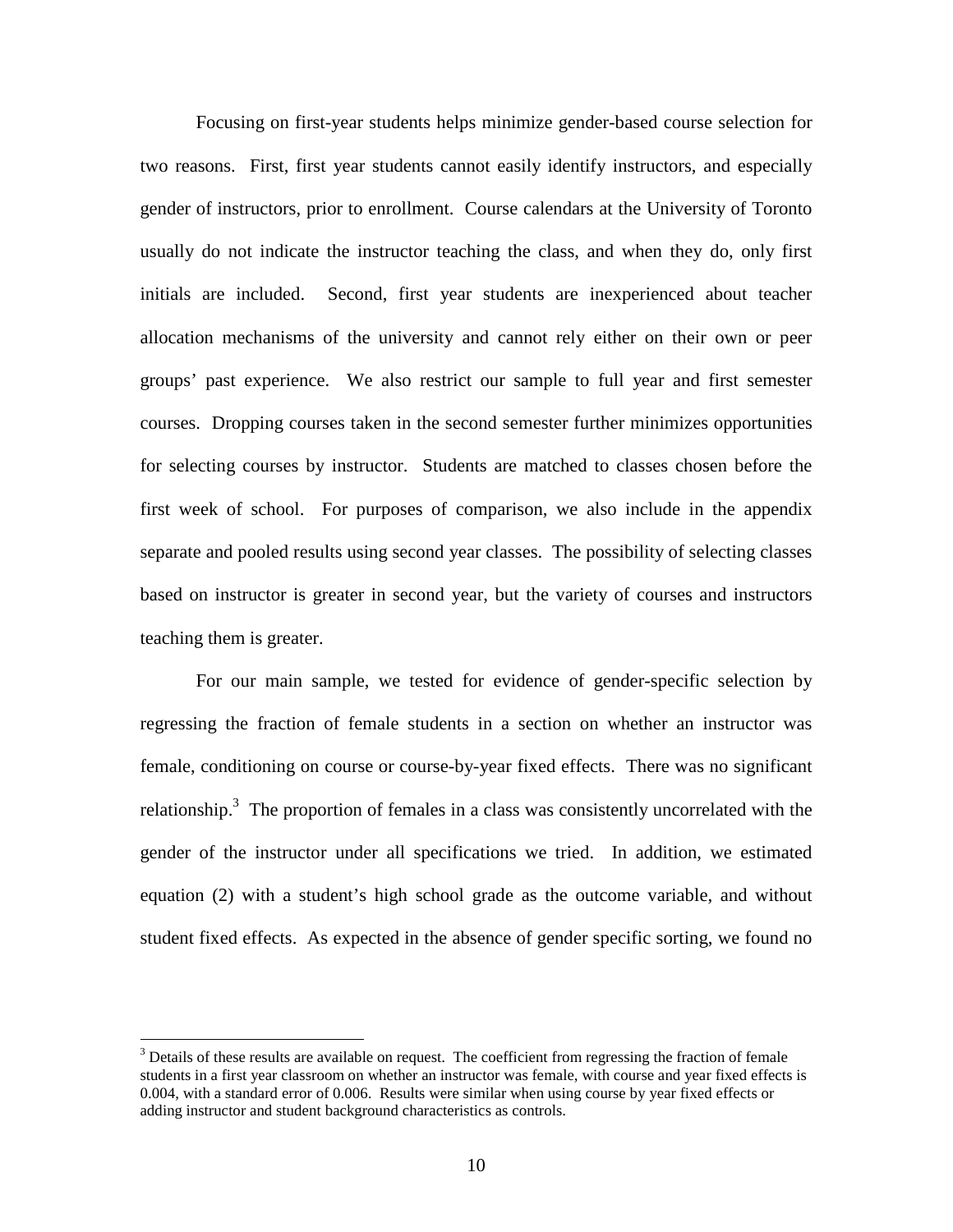Focusing on first-year students helps minimize gender-based course selection for two reasons. First, first year students cannot easily identify instructors, and especially gender of instructors, prior to enrollment. Course calendars at the University of Toronto usually do not indicate the instructor teaching the class, and when they do, only first initials are included. Second, first year students are inexperienced about teacher allocation mechanisms of the university and cannot rely either on their own or peer groups' past experience. We also restrict our sample to full year and first semester courses. Dropping courses taken in the second semester further minimizes opportunities for selecting courses by instructor. Students are matched to classes chosen before the first week of school. For purposes of comparison, we also include in the appendix separate and pooled results using second year classes. The possibility of selecting classes based on instructor is greater in second year, but the variety of courses and instructors teaching them is greater.

For our main sample, we tested for evidence of gender-specific selection by regressing the fraction of female students in a section on whether an instructor was female, conditioning on course or course-by-year fixed effects. There was no significant relationship.[3] The proportion of females in a class was consistently uncorrelated with the gender of the instructor under all specifications we tried. In addition, we estimated equation (2) with a student's high school grade as the outcome variable, and without student fixed effects. As expected in the absence of gender specific sorting, we found no

[3] Details of these results are available on request. The coefficient from regressing the fraction of female students in a first year classroom on whether an instructor was female, with course and year fixed effects is 0.004, with a standard error of 0.006. Results were similar when using course by year fixed effects or adding instructor and student background characteristics as controls.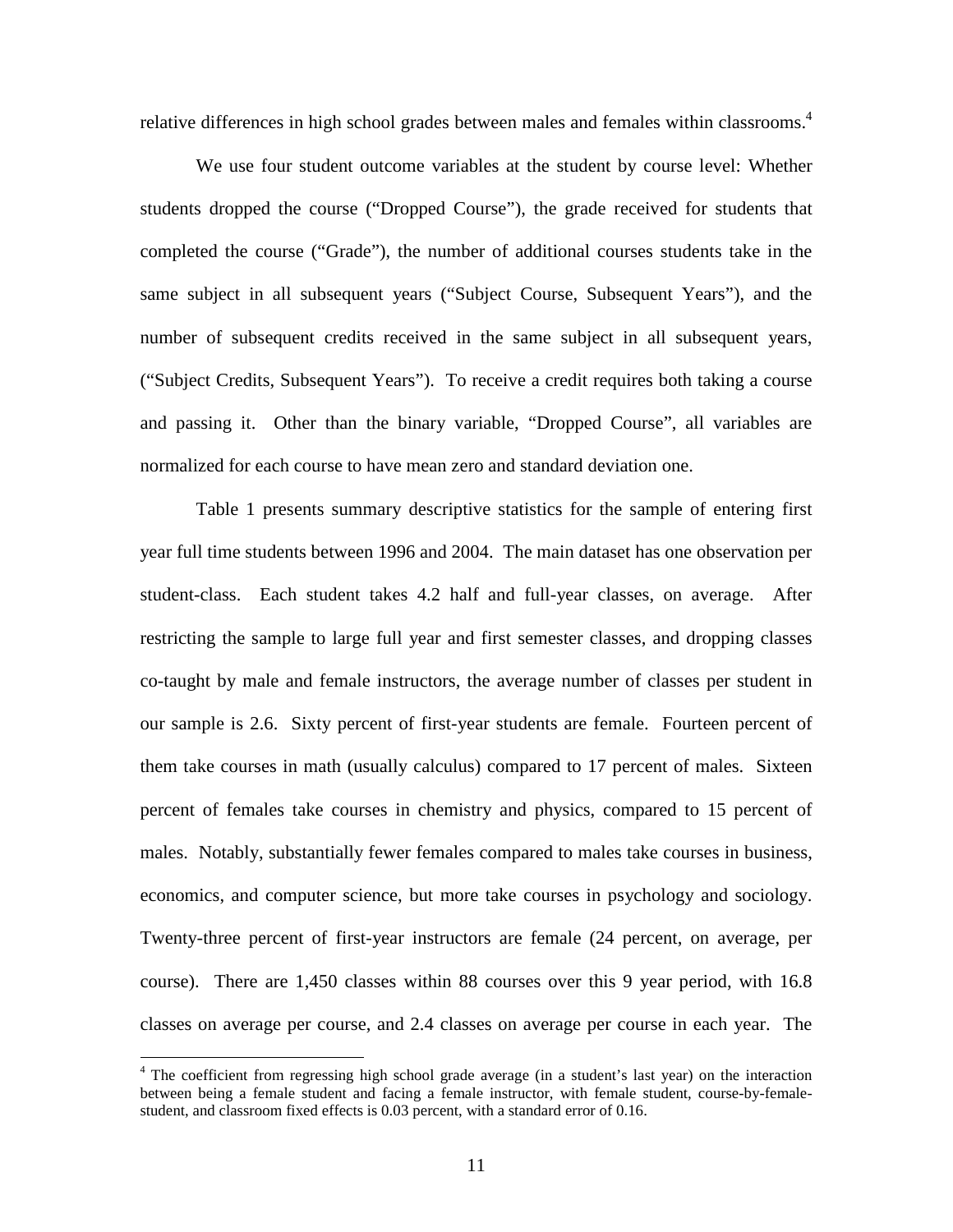relative differences in high school grades between males and females within classrooms.[4]

We use four student outcome variables at the student by course level: Whether students dropped the course ("Dropped Course"), the grade received for students that completed the course ("Grade"), the number of additional courses students take in the same subject in all subsequent years ("Subject Course, Subsequent Years"), and the number of subsequent credits received in the same subject in all subsequent years, ("Subject Credits, Subsequent Years"). To receive a credit requires both taking a course and passing it. Other than the binary variable, "Dropped Course", all variables are normalized for each course to have mean zero and standard deviation one.

Table 1 presents summary descriptive statistics for the sample of entering first year full time students between 1996 and 2004. The main dataset has one observation per student-class. Each student takes 4.2 half and full-year classes, on average. After restricting the sample to large full year and first semester classes, and dropping classes co-taught by male and female instructors, the average number of classes per student in our sample is 2.6. Sixty percent of first-year students are female. Fourteen percent of them take courses in math (usually calculus) compared to 17 percent of males. Sixteen percent of females take courses in chemistry and physics, compared to 15 percent of males. Notably, substantially fewer females compared to males take courses in business, economics, and computer science, but more take courses in psychology and sociology. Twenty-three percent of first-year instructors are female (24 percent, on average, per course). There are 1,450 classes within 88 courses over this 9 year period, with 16.8 classes on average per course, and 2.4 classes on average per course in each year. The

[4] The coefficient from regressing high school grade average (in a student's last year) on the interaction between being a female student and facing a female instructor, with female student, course-by-female-student, and classroom fixed effects is 0.03 percent, with a standard error of 0.16.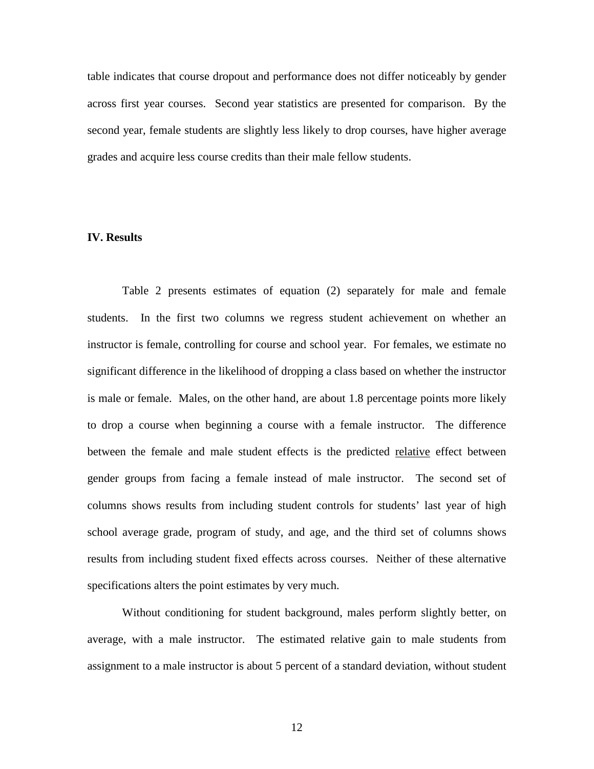table indicates that course dropout and performance does not differ noticeably by gender across first year courses. Second year statistics are presented for comparison. By the second year, female students are slightly less likely to drop courses, have higher average grades and acquire less course credits than their male fellow students.

## IV. Results

Table 2 presents estimates of equation (2) separately for male and female students. In the first two columns we regress student achievement on whether an instructor is female, controlling for course and school year. For females, we estimate no significant difference in the likelihood of dropping a class based on whether the instructor is male or female. Males, on the other hand, are about 1.8 percentage points more likely to drop a course when beginning a course with a female instructor. The difference between the female and male student effects is the predicted <u>relative</u> effect between gender groups from facing a female instead of male instructor. The second set of columns shows results from including student controls for students' last year of high school average grade, program of study, and age, and the third set of columns shows results from including student fixed effects across courses. Neither of these alternative specifications alters the point estimates by very much.

Without conditioning for student background, males perform slightly better, on average, with a male instructor. The estimated relative gain to male students from assignment to a male instructor is about 5 percent of a standard deviation, without student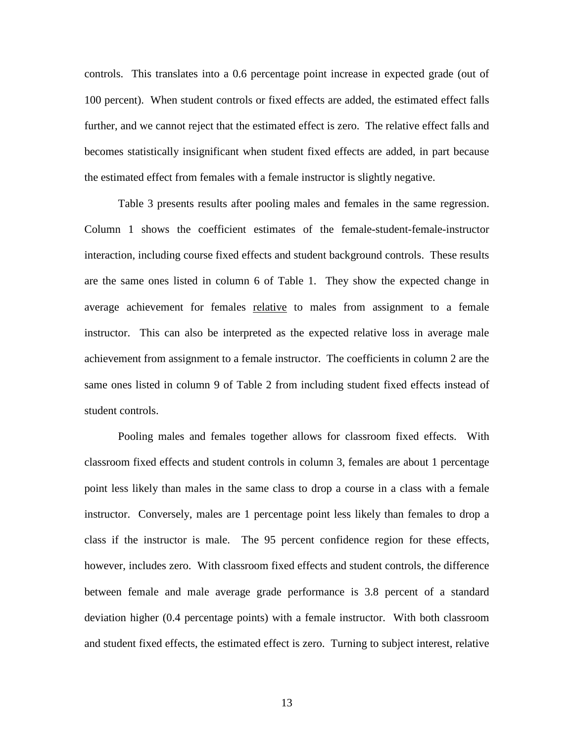controls. This translates into a 0.6 percentage point increase in expected grade (out of 100 percent). When student controls or fixed effects are added, the estimated effect falls further, and we cannot reject that the estimated effect is zero. The relative effect falls and becomes statistically insignificant when student fixed effects are added, in part because the estimated effect from females with a female instructor is slightly negative.

Table 3 presents results after pooling males and females in the same regression. Column 1 shows the coefficient estimates of the female-student-female-instructor interaction, including course fixed effects and student background controls. These results are the same ones listed in column 6 of Table 1. They show the expected change in average achievement for females <u>relative</u> to males from assignment to a female instructor. This can also be interpreted as the expected relative loss in average male achievement from assignment to a female instructor. The coefficients in column 2 are the same ones listed in column 9 of Table 2 from including student fixed effects instead of student controls.

Pooling males and females together allows for classroom fixed effects. With classroom fixed effects and student controls in column 3, females are about 1 percentage point less likely than males in the same class to drop a course in a class with a female instructor. Conversely, males are 1 percentage point less likely than females to drop a class if the instructor is male. The 95 percent confidence region for these effects, however, includes zero. With classroom fixed effects and student controls, the difference between female and male average grade performance is 3.8 percent of a standard deviation higher (0.4 percentage points) with a female instructor. With both classroom and student fixed effects, the estimated effect is zero. Turning to subject interest, relative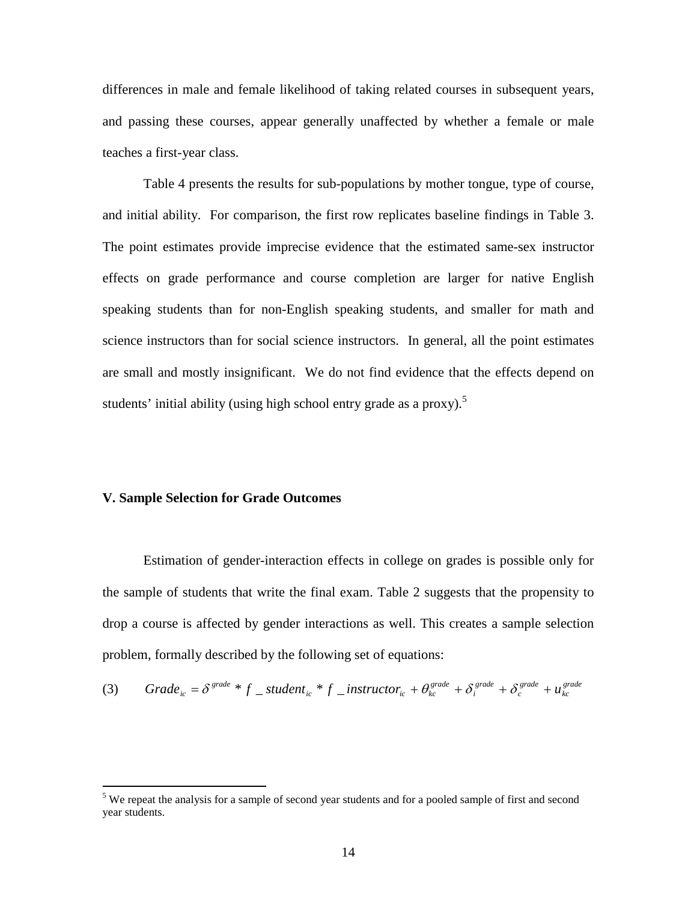differences in male and female likelihood of taking related courses in subsequent years, and passing these courses, appear generally unaffected by whether a female or male teaches a first-year class.

Table 4 presents the results for sub-populations by mother tongue, type of course, and initial ability. For comparison, the first row replicates baseline findings in Table 3. The point estimates provide imprecise evidence that the estimated same-sex instructor effects on grade performance and course completion are larger for native English speaking students than for non-English speaking students, and smaller for math and science instructors than for social science instructors. In general, all the point estimates are small and mostly insignificant. We do not find evidence that the effects depend on students' initial ability (using high school entry grade as a proxy).[5]

### V. Sample Selection for Grade Outcomes

Estimation of gender-interaction effects in college on grades is possible only for the sample of students that write the final exam. Table 2 suggests that the propensity to drop a course is affected by gender interactions as well. This creates a sample selection problem, formally described by the following set of equations:

$$(3) \qquad Grade_{ic} = \delta^{grade} * f\_student_{ic} * f\_instructor_{ic} + \theta_{kc}^{grade} + \delta_{i}^{grade} + \delta_{c}^{grade} + u_{kc}^{grade}$$

[5] We repeat the analysis for a sample of second year students and for a pooled sample of first and second year students.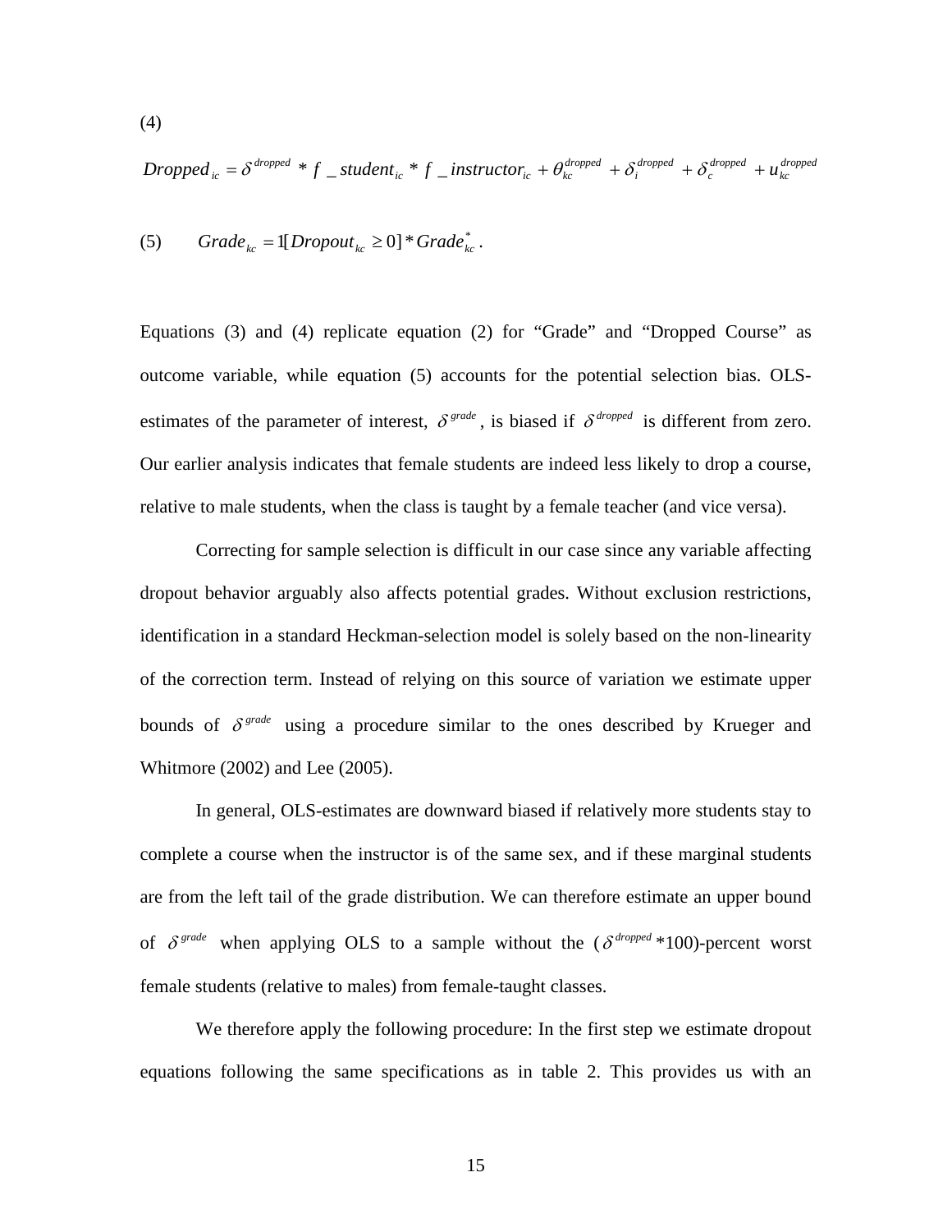(4)

$$Dropped_{ic} = \delta^{dropped} * f\_student_{ic} * f\_instructor_{ic} + \theta_{kc}^{dropped} + \delta_{i}^{dropped} + \delta_{c}^{dropped} + u_{kc}^{dropped}$$

(5) $$Grade_{kc} = 1[Dropout_{kc} \geq 0] * Grade_{kc}^{*}.$$

Equations (3) and (4) replicate equation (2) for "Grade" and "Dropped Course" as outcome variable, while equation (5) accounts for the potential selection bias. OLS-estimates of the parameter of interest, $\delta^{grade}$, is biased if $\delta^{dropped}$ is different from zero. Our earlier analysis indicates that female students are indeed less likely to drop a course, relative to male students, when the class is taught by a female teacher (and vice versa).

Correcting for sample selection is difficult in our case since any variable affecting dropout behavior arguably also affects potential grades. Without exclusion restrictions, identification in a standard Heckman-selection model is solely based on the non-linearity of the correction term. Instead of relying on this source of variation we estimate upper bounds of $\delta^{grade}$ using a procedure similar to the ones described by Krueger and Whitmore (2002) and Lee (2005).

In general, OLS-estimates are downward biased if relatively more students stay to complete a course when the instructor is of the same sex, and if these marginal students are from the left tail of the grade distribution. We can therefore estimate an upper bound of $\delta^{grade}$ when applying OLS to a sample without the ($\delta^{dropped}$*100)-percent worst female students (relative to males) from female-taught classes.

We therefore apply the following procedure: In the first step we estimate dropout equations following the same specifications as in table 2. This provides us with an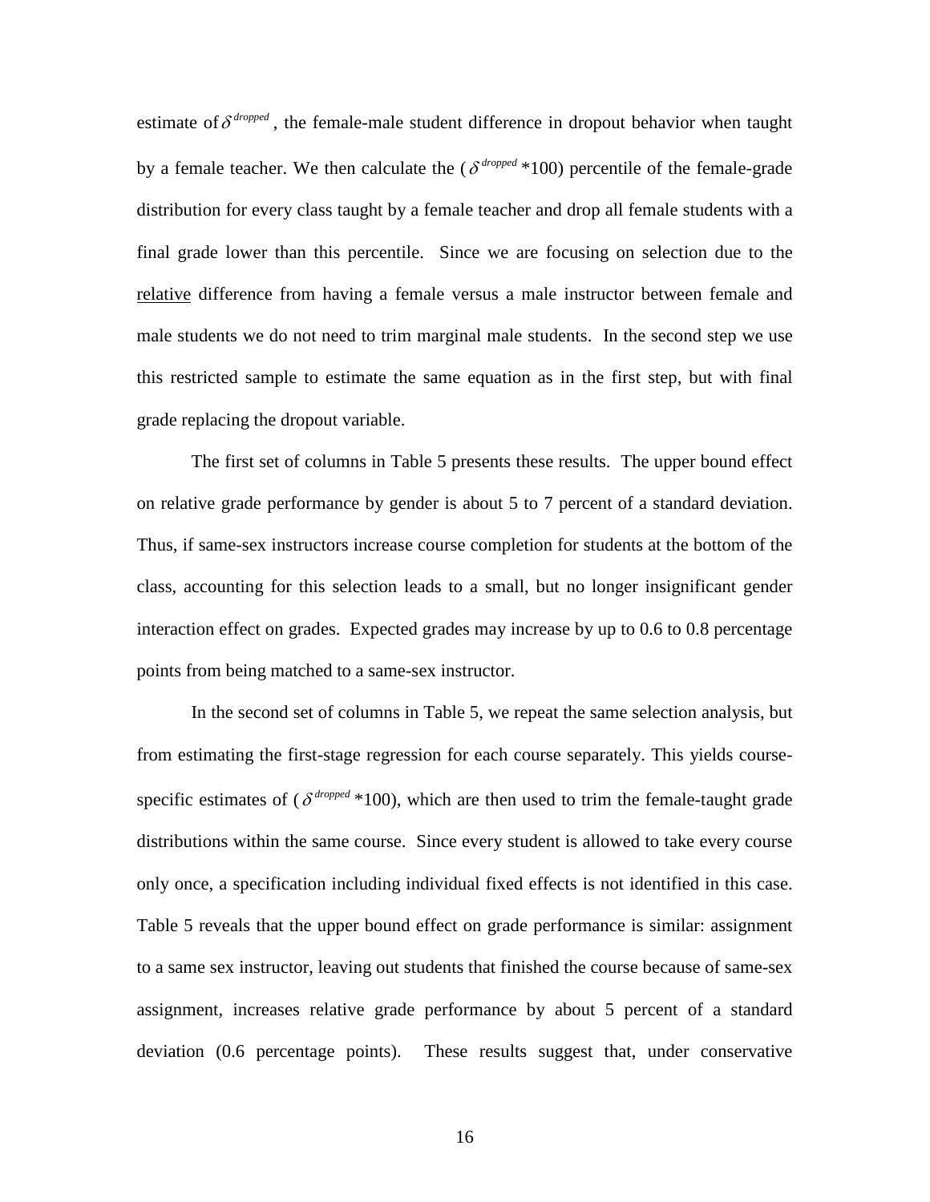estimate of $\delta^{dropped}$, the female-male student difference in dropout behavior when taught by a female teacher. We then calculate the ($\delta^{dropped}$ *100) percentile of the female-grade distribution for every class taught by a female teacher and drop all female students with a final grade lower than this percentile. Since we are focusing on selection due to the <u>relative</u> difference from having a female versus a male instructor between female and male students we do not need to trim marginal male students. In the second step we use this restricted sample to estimate the same equation as in the first step, but with final grade replacing the dropout variable.

The first set of columns in Table 5 presents these results. The upper bound effect on relative grade performance by gender is about 5 to 7 percent of a standard deviation. Thus, if same-sex instructors increase course completion for students at the bottom of the class, accounting for this selection leads to a small, but no longer insignificant gender interaction effect on grades. Expected grades may increase by up to 0.6 to 0.8 percentage points from being matched to a same-sex instructor.

In the second set of columns in Table 5, we repeat the same selection analysis, but from estimating the first-stage regression for each course separately. This yields course-specific estimates of ($\delta^{dropped}$ *100), which are then used to trim the female-taught grade distributions within the same course. Since every student is allowed to take every course only once, a specification including individual fixed effects is not identified in this case. Table 5 reveals that the upper bound effect on grade performance is similar: assignment to a same sex instructor, leaving out students that finished the course because of same-sex assignment, increases relative grade performance by about 5 percent of a standard deviation (0.6 percentage points). These results suggest that, under conservative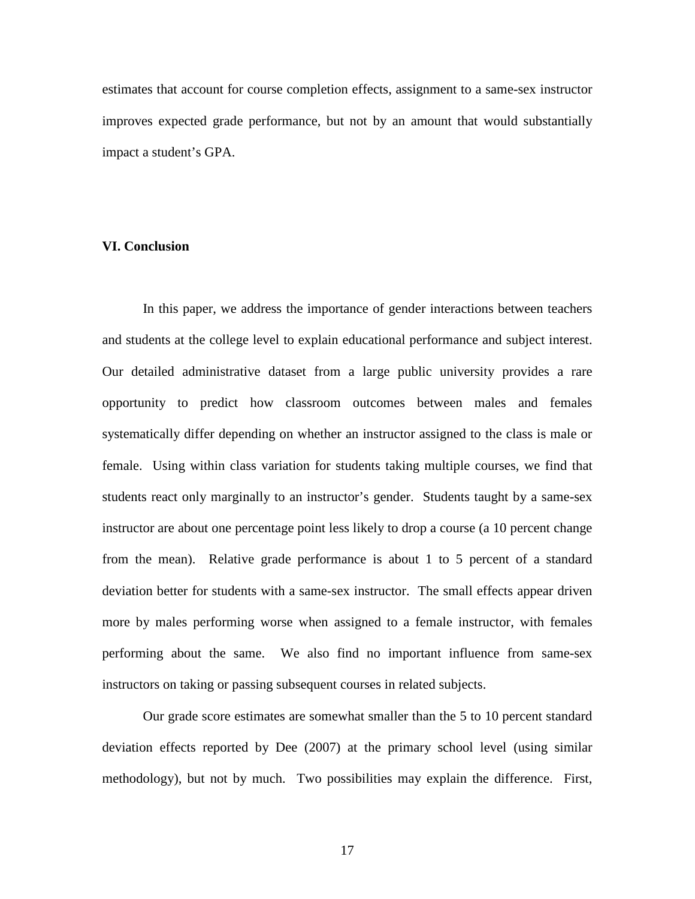estimates that account for course completion effects, assignment to a same-sex instructor improves expected grade performance, but not by an amount that would substantially impact a student's GPA.

## VI. Conclusion

In this paper, we address the importance of gender interactions between teachers and students at the college level to explain educational performance and subject interest. Our detailed administrative dataset from a large public university provides a rare opportunity to predict how classroom outcomes between males and females systematically differ depending on whether an instructor assigned to the class is male or female. Using within class variation for students taking multiple courses, we find that students react only marginally to an instructor's gender. Students taught by a same-sex instructor are about one percentage point less likely to drop a course (a 10 percent change from the mean). Relative grade performance is about 1 to 5 percent of a standard deviation better for students with a same-sex instructor. The small effects appear driven more by males performing worse when assigned to a female instructor, with females performing about the same. We also find no important influence from same-sex instructors on taking or passing subsequent courses in related subjects.

Our grade score estimates are somewhat smaller than the 5 to 10 percent standard deviation effects reported by Dee (2007) at the primary school level (using similar methodology), but not by much. Two possibilities may explain the difference. First,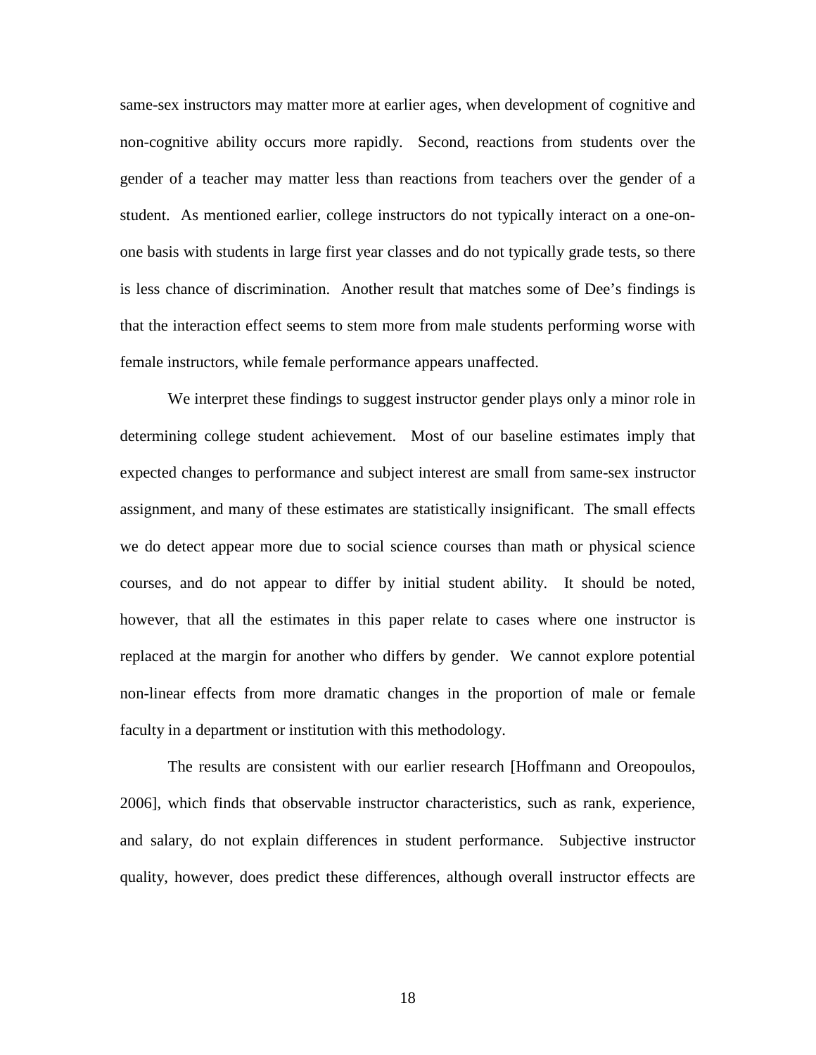same-sex instructors may matter more at earlier ages, when development of cognitive and non-cognitive ability occurs more rapidly. Second, reactions from students over the gender of a teacher may matter less than reactions from teachers over the gender of a student. As mentioned earlier, college instructors do not typically interact on a one-on-one basis with students in large first year classes and do not typically grade tests, so there is less chance of discrimination. Another result that matches some of Dee's findings is that the interaction effect seems to stem more from male students performing worse with female instructors, while female performance appears unaffected.

We interpret these findings to suggest instructor gender plays only a minor role in determining college student achievement. Most of our baseline estimates imply that expected changes to performance and subject interest are small from same-sex instructor assignment, and many of these estimates are statistically insignificant. The small effects we do detect appear more due to social science courses than math or physical science courses, and do not appear to differ by initial student ability. It should be noted, however, that all the estimates in this paper relate to cases where one instructor is replaced at the margin for another who differs by gender. We cannot explore potential non-linear effects from more dramatic changes in the proportion of male or female faculty in a department or institution with this methodology.

The results are consistent with our earlier research [Hoffmann and Oreopoulos, 2006], which finds that observable instructor characteristics, such as rank, experience, and salary, do not explain differences in student performance. Subjective instructor quality, however, does predict these differences, although overall instructor effects are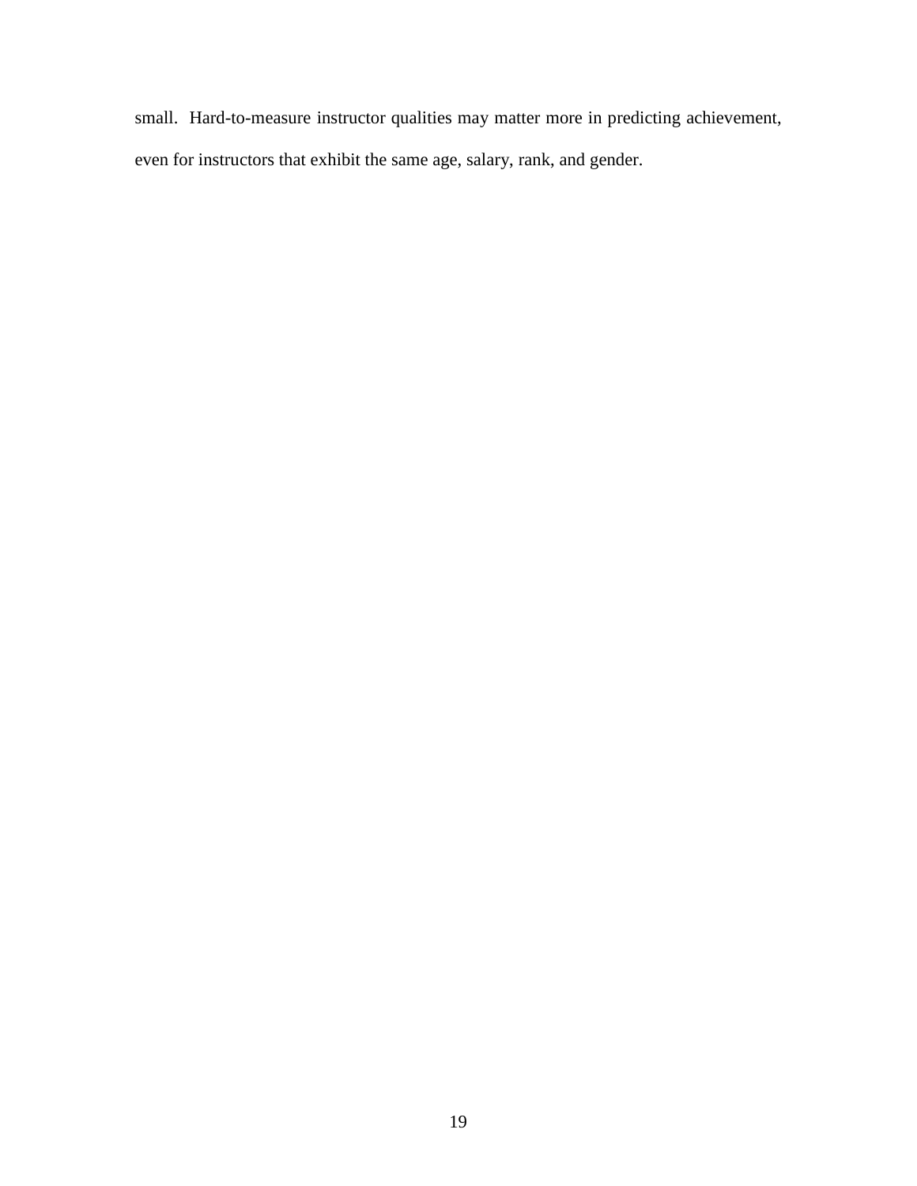small. Hard-to-measure instructor qualities may matter more in predicting achievement, even for instructors that exhibit the same age, salary, rank, and gender.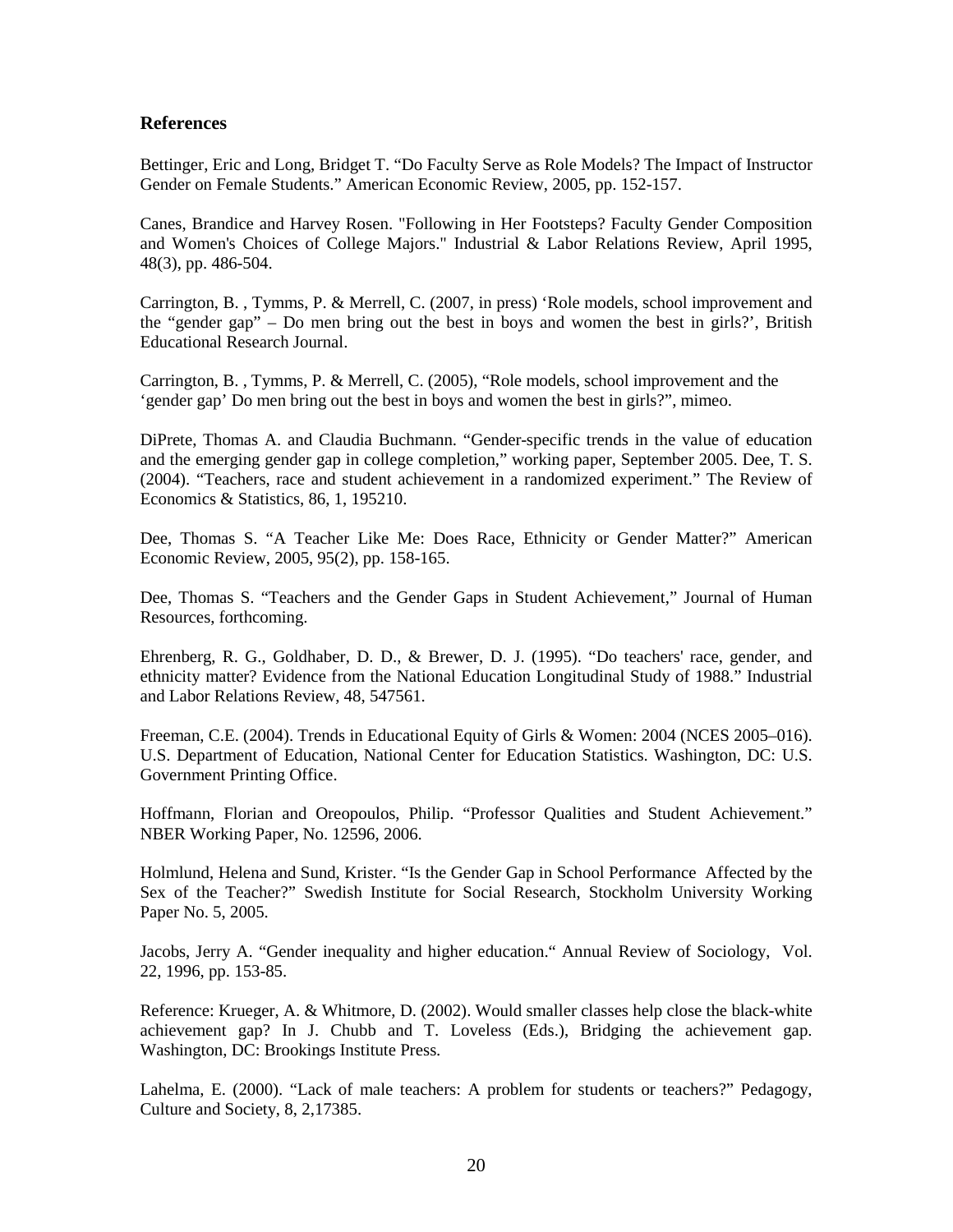## References

Bettinger, Eric and Long, Bridget T. "Do Faculty Serve as Role Models? The Impact of Instructor Gender on Female Students." American Economic Review, 2005, pp. 152-157.

Canes, Brandice and Harvey Rosen. "Following in Her Footsteps? Faculty Gender Composition and Women's Choices of College Majors." Industrial & Labor Relations Review, April 1995, 48(3), pp. 486-504.

Carrington, B. , Tymms, P. & Merrell, C. (2007, in press) 'Role models, school improvement and the "gender gap" – Do men bring out the best in boys and women the best in girls?', British Educational Research Journal.

Carrington, B. , Tymms, P. & Merrell, C. (2005), "Role models, school improvement and the 'gender gap' Do men bring out the best in boys and women the best in girls?", mimeo.

DiPrete, Thomas A. and Claudia Buchmann. "Gender-specific trends in the value of education and the emerging gender gap in college completion," working paper, September 2005. Dee, T. S. (2004). "Teachers, race and student achievement in a randomized experiment." The Review of Economics & Statistics, 86, 1, 195210.

Dee, Thomas S. "A Teacher Like Me: Does Race, Ethnicity or Gender Matter?" American Economic Review, 2005, 95(2), pp. 158-165.

Dee, Thomas S. "Teachers and the Gender Gaps in Student Achievement," Journal of Human Resources, forthcoming.

Ehrenberg, R. G., Goldhaber, D. D., & Brewer, D. J. (1995). "Do teachers' race, gender, and ethnicity matter? Evidence from the National Education Longitudinal Study of 1988." Industrial and Labor Relations Review, 48, 547561.

Freeman, C.E. (2004). Trends in Educational Equity of Girls & Women: 2004 (NCES 2005–016). U.S. Department of Education, National Center for Education Statistics. Washington, DC: U.S. Government Printing Office.

Hoffmann, Florian and Oreopoulos, Philip. "Professor Qualities and Student Achievement." NBER Working Paper, No. 12596, 2006.

Holmlund, Helena and Sund, Krister. "Is the Gender Gap in School Performance Affected by the Sex of the Teacher?" Swedish Institute for Social Research, Stockholm University Working Paper No. 5, 2005.

Jacobs, Jerry A. "Gender inequality and higher education." Annual Review of Sociology, Vol. 22, 1996, pp. 153-85.

Reference: Krueger, A. & Whitmore, D. (2002). Would smaller classes help close the black-white achievement gap? In J. Chubb and T. Loveless (Eds.), Bridging the achievement gap. Washington, DC: Brookings Institute Press.

Lahelma, E. (2000). "Lack of male teachers: A problem for students or teachers?" Pedagogy, Culture and Society, 8, 2,17385.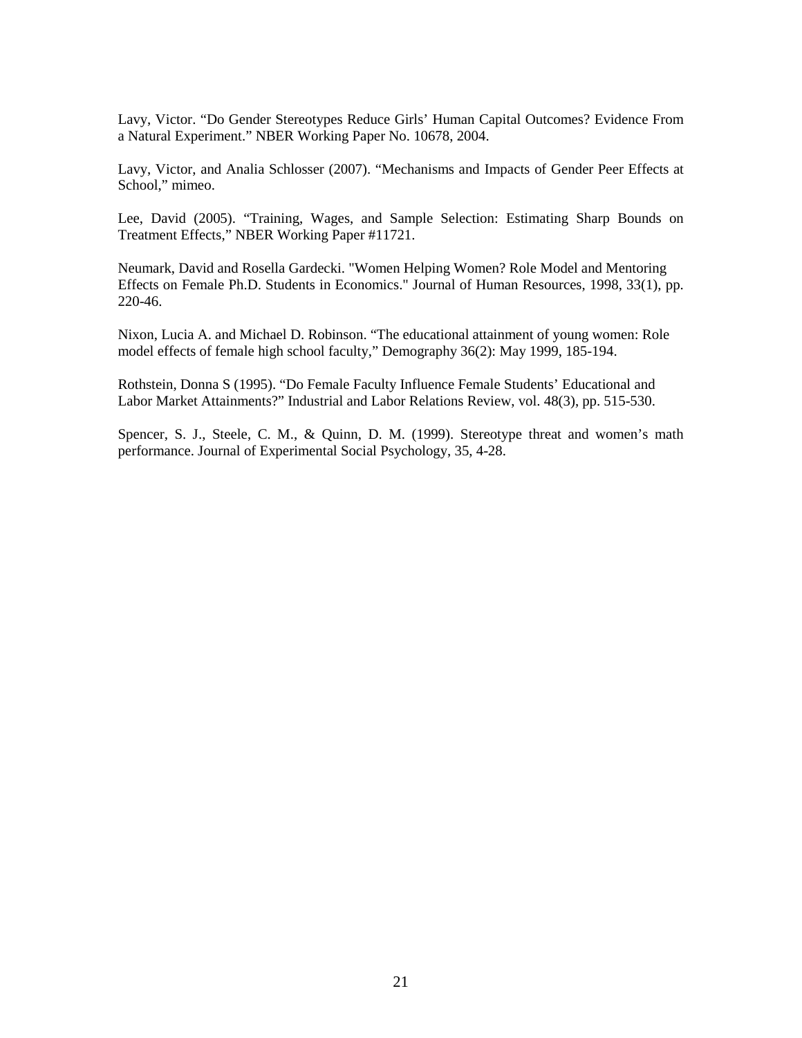Lavy, Victor. “Do Gender Stereotypes Reduce Girls’ Human Capital Outcomes? Evidence From a Natural Experiment.” NBER Working Paper No. 10678, 2004.

Lavy, Victor, and Analia Schlosser (2007). “Mechanisms and Impacts of Gender Peer Effects at School,” mimeo.

Lee, David (2005). “Training, Wages, and Sample Selection: Estimating Sharp Bounds on Treatment Effects,” NBER Working Paper #11721.

Neumark, David and Rosella Gardecki. "Women Helping Women? Role Model and Mentoring Effects on Female Ph.D. Students in Economics." Journal of Human Resources, 1998, 33(1), pp. 220-46.

Nixon, Lucia A. and Michael D. Robinson. “The educational attainment of young women: Role model effects of female high school faculty,” Demography 36(2): May 1999, 185-194.

Rothstein, Donna S (1995). “Do Female Faculty Influence Female Students’ Educational and Labor Market Attainments?” Industrial and Labor Relations Review, vol. 48(3), pp. 515-530.

Spencer, S. J., Steele, C. M., & Quinn, D. M. (1999). Stereotype threat and women’s math performance. Journal of Experimental Social Psychology, 35, 4-28.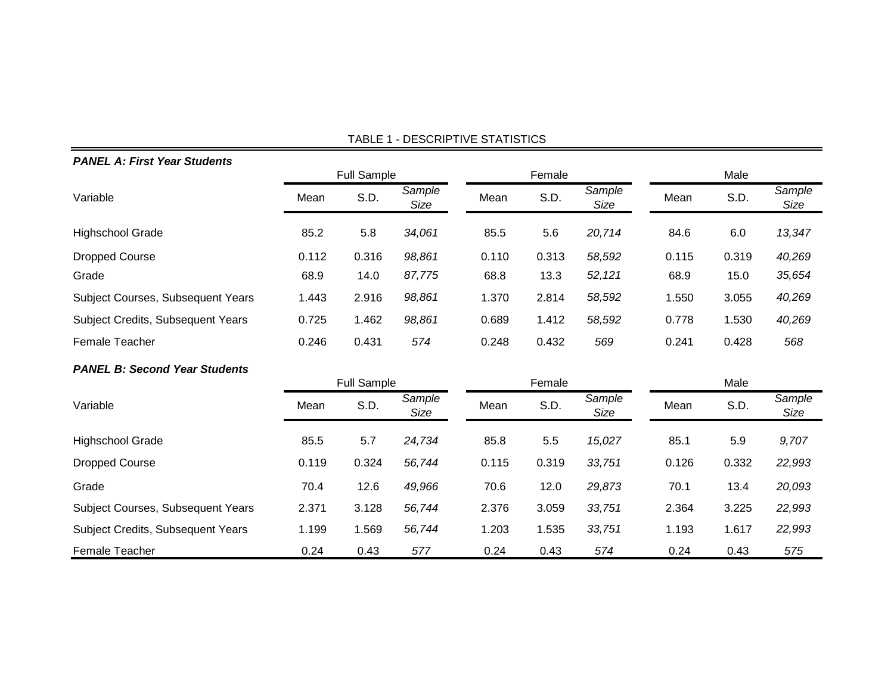TABLE 1 - DESCRIPTIVE STATISTICS

***PANEL A: First Year Students***

| | Full Sample | | | Female | | | Male | | |
|---|---|---|---|---|---|---|---|---|---|
| Variable | Mean | S.D. | *Sample Size* | Mean | S.D. | *Sample Size* | Mean | S.D. | *Sample Size* |
| Highschool Grade | 85.2 | 5.8 | *34,061* | 85.5 | 5.6 | *20,714* | 84.6 | 6.0 | *13,347* |
| Dropped Course | 0.112 | 0.316 | *98,861* | 0.110 | 0.313 | *58,592* | 0.115 | 0.319 | *40,269* |
| Grade | 68.9 | 14.0 | *87,775* | 68.8 | 13.3 | *52,121* | 68.9 | 15.0 | *35,654* |
| Subject Courses, Subsequent Years | 1.443 | 2.916 | *98,861* | 1.370 | 2.814 | *58,592* | 1.550 | 3.055 | *40,269* |
| Subject Credits, Subsequent Years | 0.725 | 1.462 | *98,861* | 0.689 | 1.412 | *58,592* | 0.778 | 1.530 | *40,269* |
| Female Teacher | 0.246 | 0.431 | *574* | 0.248 | 0.432 | *569* | 0.241 | 0.428 | *568* |

***PANEL B: Second Year Students***

| | Full Sample | | | Female | | | Male | | |
|---|---|---|---|---|---|---|---|---|---|
| Variable | Mean | S.D. | *Sample Size* | Mean | S.D. | *Sample Size* | Mean | S.D. | *Sample Size* |
| Highschool Grade | 85.5 | 5.7 | *24,734* | 85.8 | 5.5 | *15,027* | 85.1 | 5.9 | *9,707* |
| Dropped Course | 0.119 | 0.324 | *56,744* | 0.115 | 0.319 | *33,751* | 0.126 | 0.332 | *22,993* |
| Grade | 70.4 | 12.6 | *49,966* | 70.6 | 12.0 | *29,873* | 70.1 | 13.4 | *20,093* |
| Subject Courses, Subsequent Years | 2.371 | 3.128 | *56,744* | 2.376 | 3.059 | *33,751* | 2.364 | 3.225 | *22,993* |
| Subject Credits, Subsequent Years | 1.199 | 1.569 | *56,744* | 1.203 | 1.535 | *33,751* | 1.193 | 1.617 | *22,993* |
| Female Teacher | 0.24 | 0.43 | *577* | 0.24 | 0.43 | *574* | 0.24 | 0.43 | *575* |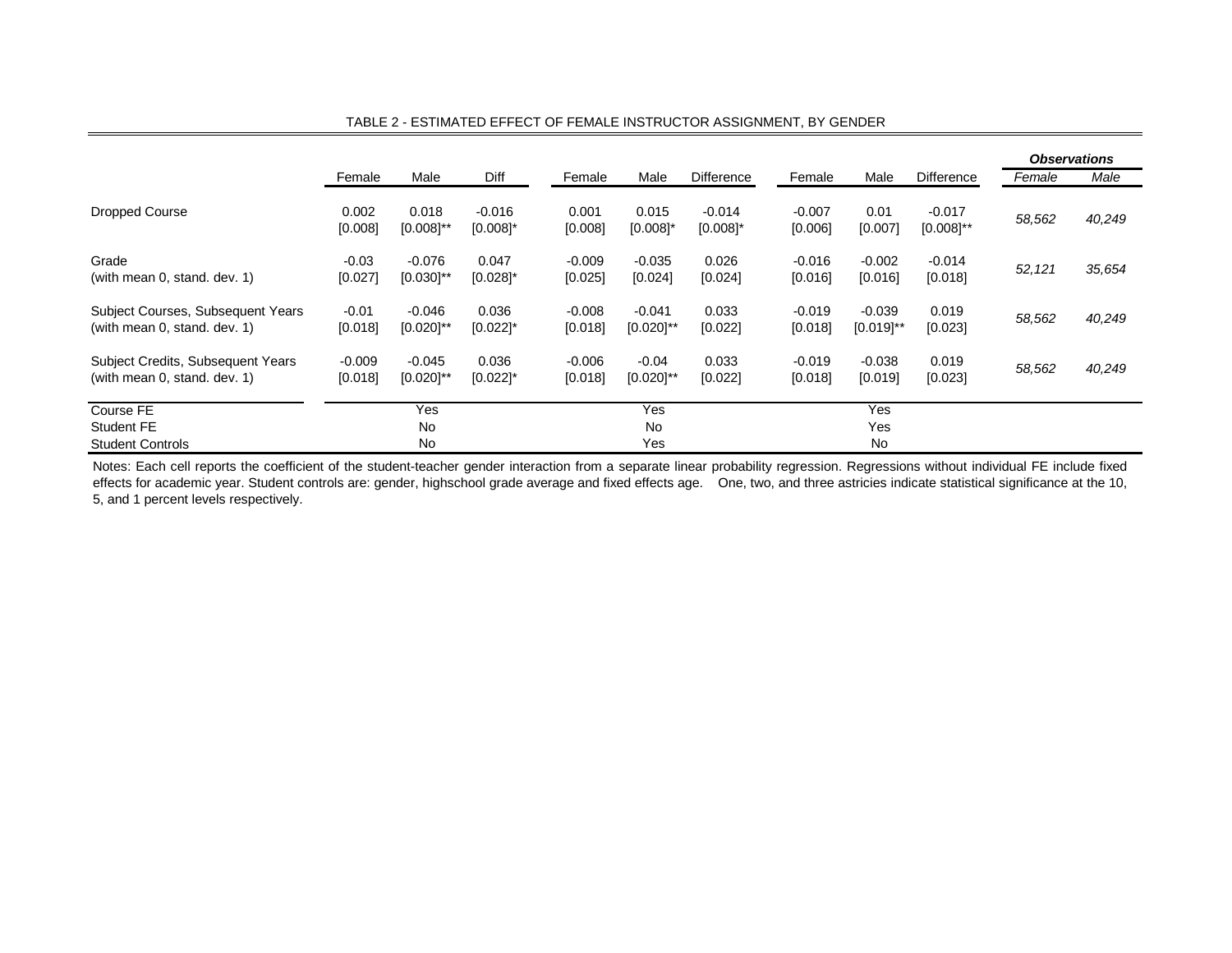TABLE 2 - ESTIMATED EFFECT OF FEMALE INSTRUCTOR ASSIGNMENT, BY GENDER

| | Female | Male | Diff | Female | Male | Difference | Female | Male | Difference | *Observations* | |
|---|---|---|---|---|---|---|---|---|---|---|---|
| | | | | | | | | | | *Female* | *Male* |
| Dropped Course | 0.002<br>[0.008] | 0.018<br>[0.008]** | -0.016<br>[0.008]* | 0.001<br>[0.008] | 0.015<br>[0.008]* | -0.014<br>[0.008]* | -0.007<br>[0.006] | 0.01<br>[0.007] | -0.017<br>[0.008]** | *58,562* | *40,249* |
| Grade<br>(with mean 0, stand. dev. 1) | -0.03<br>[0.027] | -0.076<br>[0.030]** | 0.047<br>[0.028]* | -0.009<br>[0.025] | -0.035<br>[0.024] | 0.026<br>[0.024] | -0.016<br>[0.016] | -0.002<br>[0.016] | -0.014<br>[0.018] | *52,121* | *35,654* |
| Subject Courses, Subsequent Years<br>(with mean 0, stand. dev. 1) | -0.01<br>[0.018] | -0.046<br>[0.020]** | 0.036<br>[0.022]* | -0.008<br>[0.018] | -0.041<br>[0.020]** | 0.033<br>[0.022] | -0.019<br>[0.018] | -0.039<br>[0.019]** | 0.019<br>[0.023] | *58,562* | *40,249* |
| Subject Credits, Subsequent Years<br>(with mean 0, stand. dev. 1) | -0.009<br>[0.018] | -0.045<br>[0.020]** | 0.036<br>[0.022]* | -0.006<br>[0.018] | -0.04<br>[0.020]** | 0.033<br>[0.022] | -0.019<br>[0.018] | -0.038<br>[0.019] | 0.019<br>[0.023] | *58,562* | *40,249* |
| Course FE | | Yes | | | Yes | | | Yes | | | |
| Student FE | | No | | | No | | | Yes | | | |
| Student Controls | | No | | | Yes | | | No | | | |

Notes: Each cell reports the coefficient of the student-teacher gender interaction from a separate linear probability regression. Regressions without individual FE include fixed effects for academic year. Student controls are: gender, highschool grade average and fixed effects age. One, two, and three astricies indicate statistical significance at the 10, 5, and 1 percent levels respectively.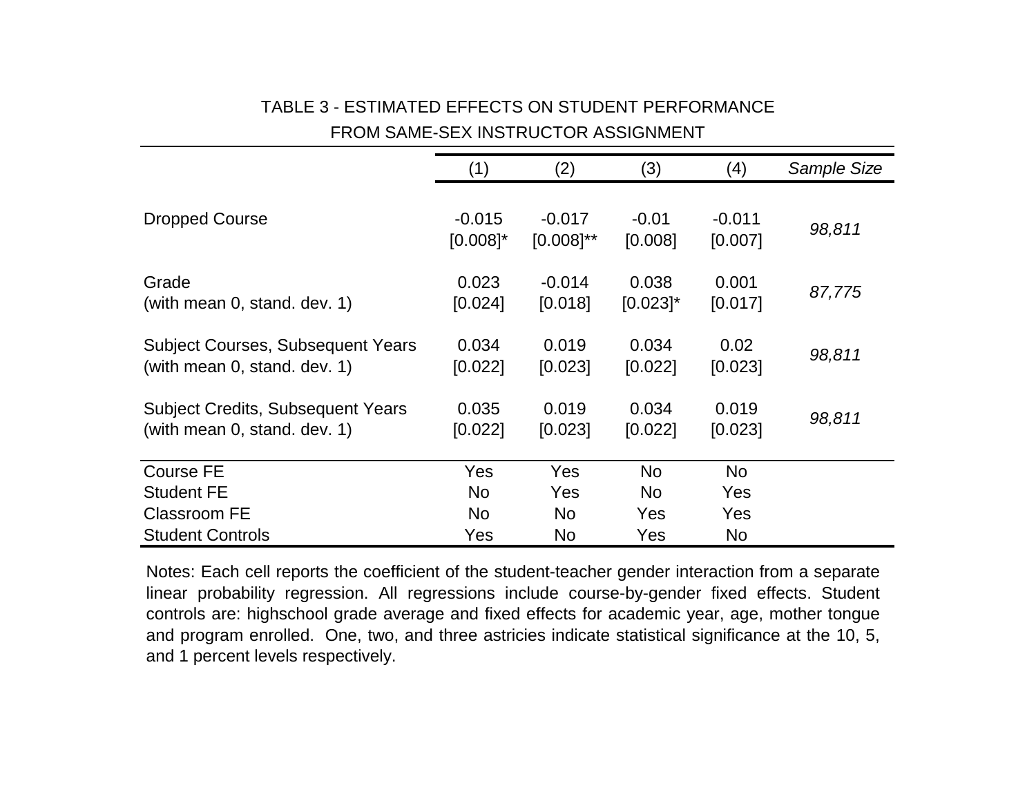TABLE 3 - ESTIMATED EFFECTS ON STUDENT PERFORMANCE FROM SAME-SEX INSTRUCTOR ASSIGNMENT

| | (1) | (2) | (3) | (4) | *Sample Size* |
|---|---|---|---|---|---|
| Dropped Course | -0.015<br>[0.008]* | -0.017<br>[0.008]** | -0.01<br>[0.008] | -0.011<br>[0.007] | *98,811* |
| Grade<br>(with mean 0, stand. dev. 1) | 0.023<br>[0.024] | -0.014<br>[0.018] | 0.038<br>[0.023]* | 0.001<br>[0.017] | *87,775* |
| Subject Courses, Subsequent Years<br>(with mean 0, stand. dev. 1) | 0.034<br>[0.022] | 0.019<br>[0.023] | 0.034<br>[0.022] | 0.02<br>[0.023] | *98,811* |
| Subject Credits, Subsequent Years<br>(with mean 0, stand. dev. 1) | 0.035<br>[0.022] | 0.019<br>[0.023] | 0.034<br>[0.022] | 0.019<br>[0.023] | *98,811* |
| Course FE | Yes | Yes | No | No | |
| Student FE | No | Yes | No | Yes | |
| Classroom FE | No | No | Yes | Yes | |
| Student Controls | Yes | No | Yes | No | |

Notes: Each cell reports the coefficient of the student-teacher gender interaction from a separate linear probability regression. All regressions include course-by-gender fixed effects. Student controls are: highschool grade average and fixed effects for academic year, age, mother tongue and program enrolled. One, two, and three astricies indicate statistical significance at the 10, 5, and 1 percent levels respectively.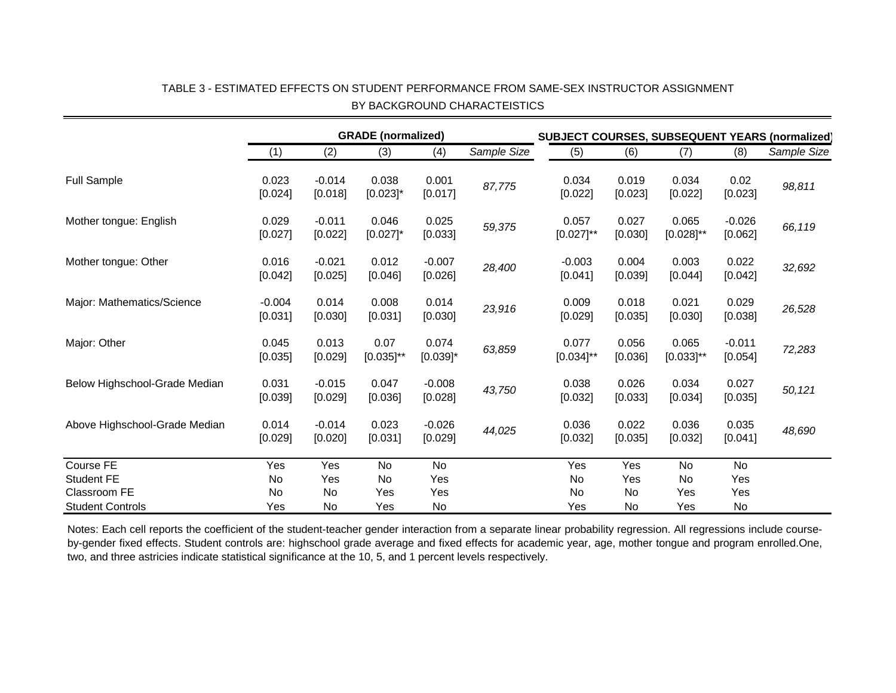TABLE 3 - ESTIMATED EFFECTS ON STUDENT PERFORMANCE FROM SAME-SEX INSTRUCTOR ASSIGNMENT BY BACKGROUND CHARACTEISTICS

| | GRADE (normalized) | | | | | SUBJECT COURSES, SUBSEQUENT YEARS (normalized) | | | | |
|---|---|---|---|---|---|---|---|---|---|---|
| | (1) | (2) | (3) | (4) | *Sample Size* | (5) | (6) | (7) | (8) | *Sample Size* |
| Full Sample | 0.023<br>[0.024] | -0.014<br>[0.018] | 0.038<br>[0.023]* | 0.001<br>[0.017] | *87,775* | 0.034<br>[0.022] | 0.019<br>[0.023] | 0.034<br>[0.022] | 0.02<br>[0.023] | *98,811* |
| Mother tongue: English | 0.029<br>[0.027] | -0.011<br>[0.022] | 0.046<br>[0.027]* | 0.025<br>[0.033] | *59,375* | 0.057<br>[0.027]** | 0.027<br>[0.030] | 0.065<br>[0.028]** | -0.026<br>[0.062] | *66,119* |
| Mother tongue: Other | 0.016<br>[0.042] | -0.021<br>[0.025] | 0.012<br>[0.046] | -0.007<br>[0.026] | *28,400* | -0.003<br>[0.041] | 0.004<br>[0.039] | 0.003<br>[0.044] | 0.022<br>[0.042] | *32,692* |
| Major: Mathematics/Science | -0.004<br>[0.031] | 0.014<br>[0.030] | 0.008<br>[0.031] | 0.014<br>[0.030] | *23,916* | 0.009<br>[0.029] | 0.018<br>[0.035] | 0.021<br>[0.030] | 0.029<br>[0.038] | *26,528* |
| Major: Other | 0.045<br>[0.035] | 0.013<br>[0.029] | 0.07<br>[0.035]** | 0.074<br>[0.039]* | *63,859* | 0.077<br>[0.034]** | 0.056<br>[0.036] | 0.065<br>[0.033]** | -0.011<br>[0.054] | *72,283* |
| Below Highschool-Grade Median | 0.031<br>[0.039] | -0.015<br>[0.029] | 0.047<br>[0.036] | -0.008<br>[0.028] | *43,750* | 0.038<br>[0.032] | 0.026<br>[0.033] | 0.034<br>[0.034] | 0.027<br>[0.035] | *50,121* |
| Above Highschool-Grade Median | 0.014<br>[0.029] | -0.014<br>[0.020] | 0.023<br>[0.031] | -0.026<br>[0.029] | *44,025* | 0.036<br>[0.032] | 0.022<br>[0.035] | 0.036<br>[0.032] | 0.035<br>[0.041] | *48,690* |
| Course FE | Yes | Yes | No | No | | Yes | Yes | No | No | |
| Student FE | No | Yes | No | Yes | | No | Yes | No | Yes | |
| Classroom FE | No | No | Yes | Yes | | No | No | Yes | Yes | |
| Student Controls | Yes | No | Yes | No | | Yes | No | Yes | No | |

Notes: Each cell reports the coefficient of the student-teacher gender interaction from a separate linear probability regression. All regressions include course-by-gender fixed effects. Student controls are: highschool grade average and fixed effects for academic year, age, mother tongue and program enrolled.One, two, and three astricies indicate statistical significance at the 10, 5, and 1 percent levels respectively.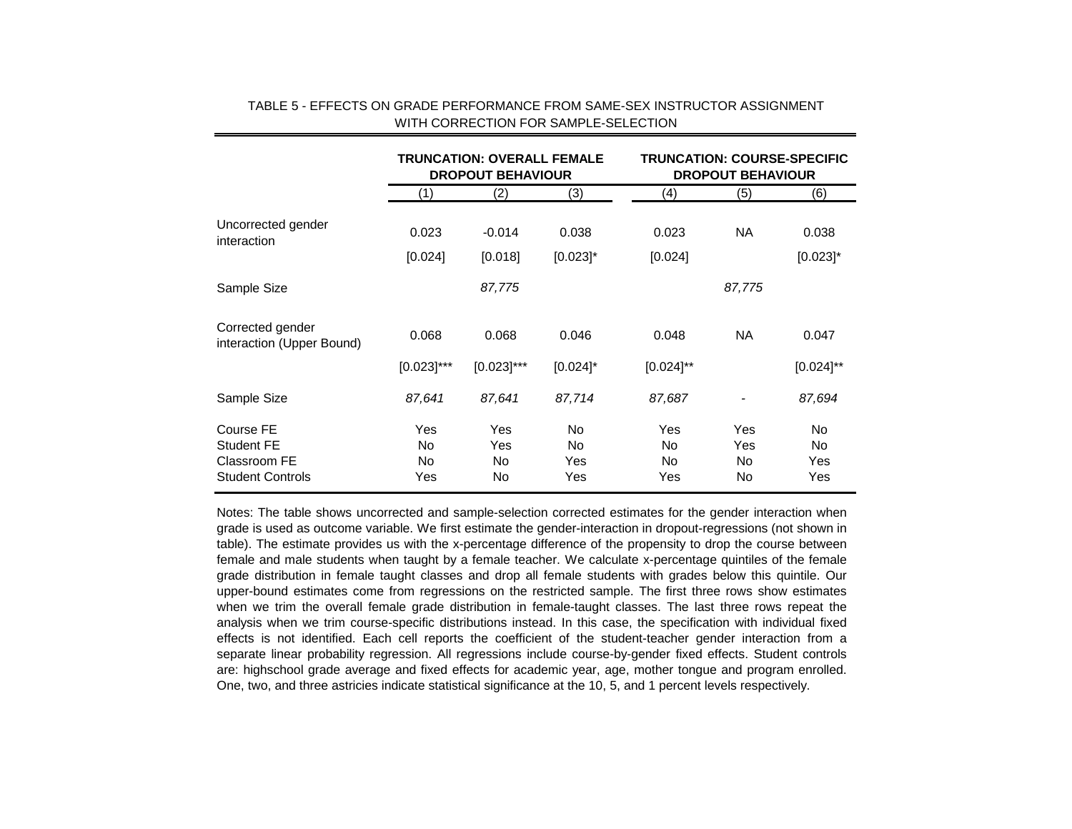TABLE 5 - EFFECTS ON GRADE PERFORMANCE FROM SAME-SEX INSTRUCTOR ASSIGNMENT WITH CORRECTION FOR SAMPLE-SELECTION

| | **TRUNCATION: OVERALL FEMALE DROPOUT BEHAVIOUR** | | | **TRUNCATION: COURSE-SPECIFIC DROPOUT BEHAVIOUR** | | |
|---|---|---|---|---|---|---|
| | (1) | (2) | (3) | (4) | (5) | (6) |
| Uncorrected gender interaction | 0.023 | -0.014 | 0.038 | 0.023 | NA | 0.038 |
| | [0.024] | [0.018] | [0.023]* | [0.024] | | [0.023]* |
| Sample Size | | *87,775* | | | *87,775* | |
| Corrected gender interaction (Upper Bound) | 0.068 | 0.068 | 0.046 | 0.048 | NA | 0.047 |
| | [0.023]*** | [0.023]*** | [0.024]* | [0.024]** | | [0.024]** |
| Sample Size | *87,641* | *87,641* | *87,714* | *87,687* | - | *87,694* |
| Course FE | Yes | Yes | No | Yes | Yes | No |
| Student FE | No | Yes | No | No | Yes | No |
| Classroom FE | No | No | Yes | No | No | Yes |
| Student Controls | Yes | No | Yes | Yes | No | Yes |

Notes: The table shows uncorrected and sample-selection corrected estimates for the gender interaction when grade is used as outcome variable. We first estimate the gender-interaction in dropout-regressions (not shown in table). The estimate provides us with the x-percentage difference of the propensity to drop the course between female and male students when taught by a female teacher. We calculate x-percentage quintiles of the female grade distribution in female taught classes and drop all female students with grades below this quintile. Our upper-bound estimates come from regressions on the restricted sample. The first three rows show estimates when we trim the overall female grade distribution in female-taught classes. The last three rows repeat the analysis when we trim course-specific distributions instead. In this case, the specification with individual fixed effects is not identified. Each cell reports the coefficient of the student-teacher gender interaction from a separate linear probability regression. All regressions include course-by-gender fixed effects. Student controls are: highschool grade average and fixed effects for academic year, age, mother tongue and program enrolled. One, two, and three astricies indicate statistical significance at the 10, 5, and 1 percent levels respectively.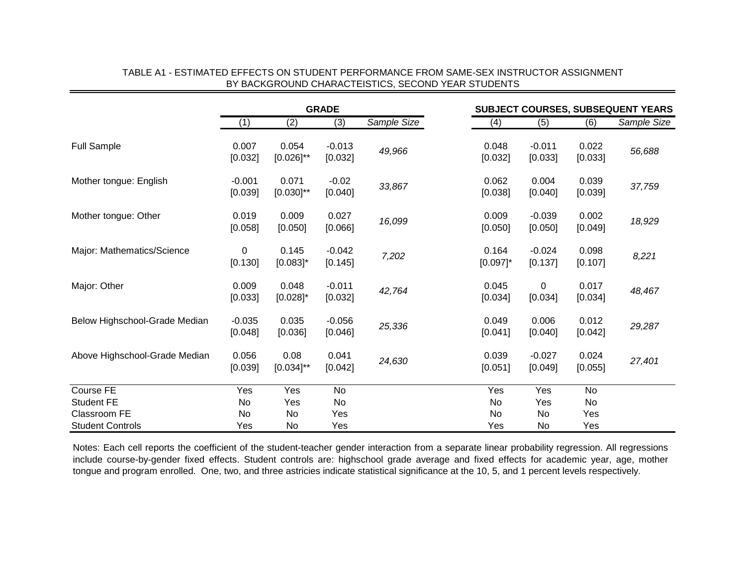TABLE A1 - ESTIMATED EFFECTS ON STUDENT PERFORMANCE FROM SAME-SEX INSTRUCTOR ASSIGNMENT BY BACKGROUND CHARACTEISTICS, SECOND YEAR STUDENTS

| | GRADE | | | | SUBJECT COURSES, SUBSEQUENT YEARS | | | |
|---|---|---|---|---|---|---|---|---|
| | (1) | (2) | (3) | *Sample Size* | (4) | (5) | (6) | *Sample Size* |
| Full Sample | 0.007<br>[0.032] | 0.054<br>[0.026]** | -0.013<br>[0.032] | *49,966* | 0.048<br>[0.032] | -0.011<br>[0.033] | 0.022<br>[0.033] | *56,688* |
| Mother tongue: English | -0.001<br>[0.039] | 0.071<br>[0.030]** | -0.02<br>[0.040] | *33,867* | 0.062<br>[0.038] | 0.004<br>[0.040] | 0.039<br>[0.039] | *37,759* |
| Mother tongue: Other | 0.019<br>[0.058] | 0.009<br>[0.050] | 0.027<br>[0.066] | *16,099* | 0.009<br>[0.050] | -0.039<br>[0.050] | 0.002<br>[0.049] | *18,929* |
| Major: Mathematics/Science | 0<br>[0.130] | 0.145<br>[0.083]* | -0.042<br>[0.145] | *7,202* | 0.164<br>[0.097]* | -0.024<br>[0.137] | 0.098<br>[0.107] | *8,221* |
| Major: Other | 0.009<br>[0.033] | 0.048<br>[0.028]* | -0.011<br>[0.032] | *42,764* | 0.045<br>[0.034] | 0<br>[0.034] | 0.017<br>[0.034] | *48,467* |
| Below Highschool-Grade Median | -0.035<br>[0.048] | 0.035<br>[0.036] | -0.056<br>[0.046] | *25,336* | 0.049<br>[0.041] | 0.006<br>[0.040] | 0.012<br>[0.042] | *29,287* |
| Above Highschool-Grade Median | 0.056<br>[0.039] | 0.08<br>[0.034]** | 0.041<br>[0.042] | *24,630* | 0.039<br>[0.051] | -0.027<br>[0.049] | 0.024<br>[0.055] | *27,401* |
| Course FE | Yes | Yes | No | | Yes | Yes | No | |
| Student FE | No | Yes | No | | No | Yes | No | |
| Classroom FE | No | No | Yes | | No | No | Yes | |
| Student Controls | Yes | No | Yes | | Yes | No | Yes | |

Notes: Each cell reports the coefficient of the student-teacher gender interaction from a separate linear probability regression. All regressions include course-by-gender fixed effects. Student controls are: highschool grade average and fixed effects for academic year, age, mother tongue and program enrolled. One, two, and three astricies indicate statistical significance at the 10, 5, and 1 percent levels respectively.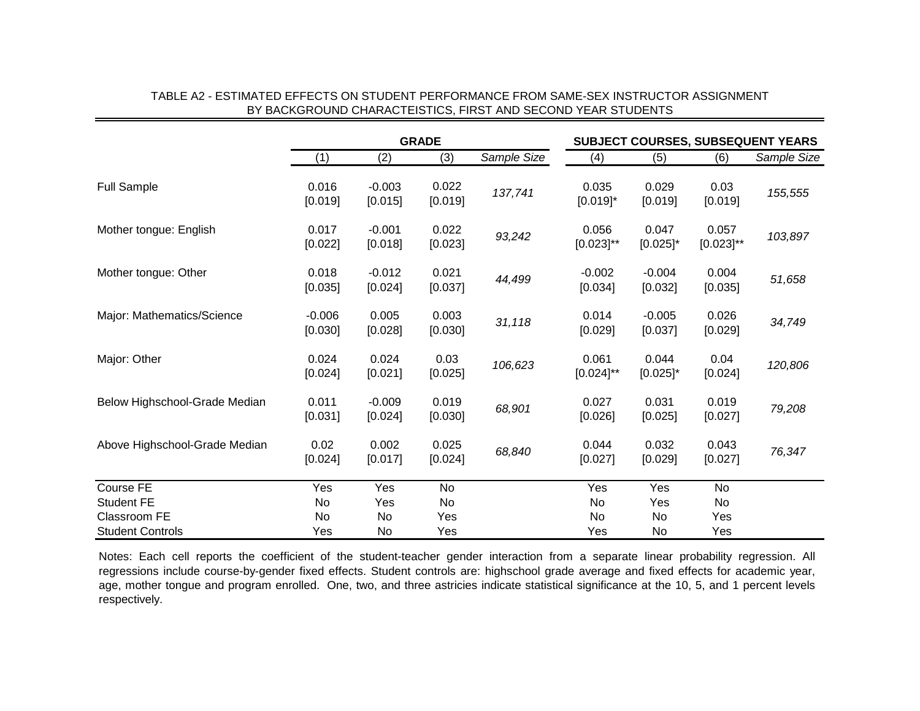TABLE A2 - ESTIMATED EFFECTS ON STUDENT PERFORMANCE FROM SAME-SEX INSTRUCTOR ASSIGNMENT BY BACKGROUND CHARACTEISTICS, FIRST AND SECOND YEAR STUDENTS

| | **GRADE** | | | | **SUBJECT COURSES, SUBSEQUENT YEARS** | | | |
|---|---|---|---|---|---|---|---|---|
| | (1) | (2) | (3) | *Sample Size* | (4) | (5) | (6) | *Sample Size* |
| Full Sample | 0.016<br>[0.019] | -0.003<br>[0.015] | 0.022<br>[0.019] | *137,741* | 0.035<br>[0.019]* | 0.029<br>[0.019] | 0.03<br>[0.019] | *155,555* |
| Mother tongue: English | 0.017<br>[0.022] | -0.001<br>[0.018] | 0.022<br>[0.023] | *93,242* | 0.056<br>[0.023]** | 0.047<br>[0.025]* | 0.057<br>[0.023]** | *103,897* |
| Mother tongue: Other | 0.018<br>[0.035] | -0.012<br>[0.024] | 0.021<br>[0.037] | *44,499* | -0.002<br>[0.034] | -0.004<br>[0.032] | 0.004<br>[0.035] | *51,658* |
| Major: Mathematics/Science | -0.006<br>[0.030] | 0.005<br>[0.028] | 0.003<br>[0.030] | *31,118* | 0.014<br>[0.029] | -0.005<br>[0.037] | 0.026<br>[0.029] | *34,749* |
| Major: Other | 0.024<br>[0.024] | 0.024<br>[0.021] | 0.03<br>[0.025] | *106,623* | 0.061<br>[0.024]** | 0.044<br>[0.025]* | 0.04<br>[0.024] | *120,806* |
| Below Highschool-Grade Median | 0.011<br>[0.031] | -0.009<br>[0.024] | 0.019<br>[0.030] | *68,901* | 0.027<br>[0.026] | 0.031<br>[0.025] | 0.019<br>[0.027] | *79,208* |
| Above Highschool-Grade Median | 0.02<br>[0.024] | 0.002<br>[0.017] | 0.025<br>[0.024] | *68,840* | 0.044<br>[0.027] | 0.032<br>[0.029] | 0.043<br>[0.027] | *76,347* |
| Course FE | Yes | Yes | No | | Yes | Yes | No | |
| Student FE | No | Yes | No | | No | Yes | No | |
| Classroom FE | No | No | Yes | | No | No | Yes | |
| Student Controls | Yes | No | Yes | | Yes | No | Yes | |

Notes: Each cell reports the coefficient of the student-teacher gender interaction from a separate linear probability regression. All regressions include course-by-gender fixed effects. Student controls are: highschool grade average and fixed effects for academic year, age, mother tongue and program enrolled. One, two, and three astricies indicate statistical significance at the 10, 5, and 1 percent levels respectively.